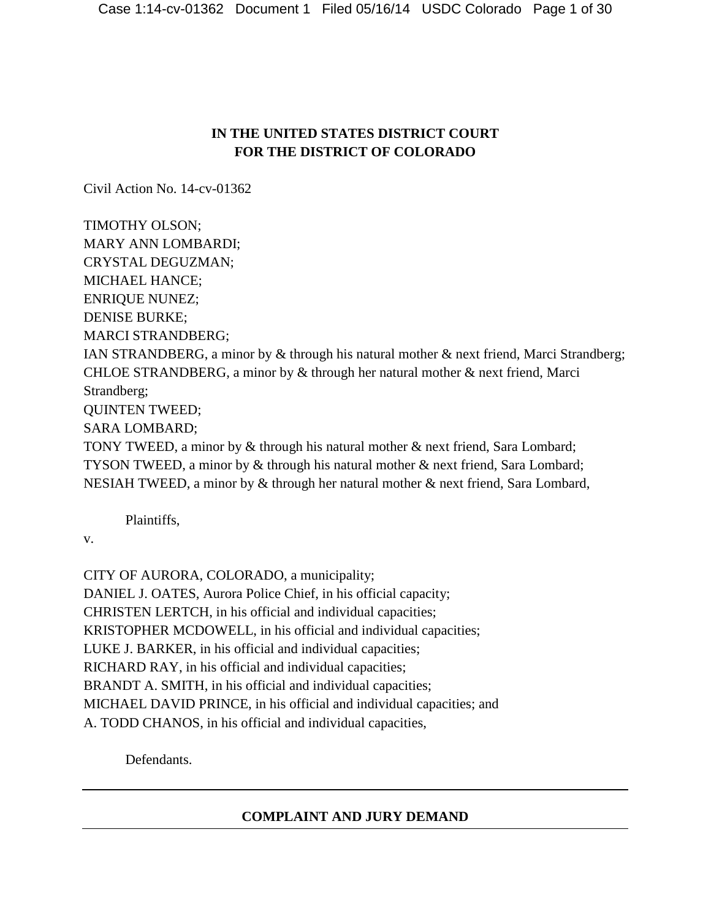**IN THE UNITED STATES DISTRICT COURT**
**FOR THE DISTRICT OF COLORADO**

Civil Action No. 14-cv-01362

TIMOTHY OLSON;
MARY ANN LOMBARDI;
CRYSTAL DEGUZMAN;
MICHAEL HANCE;
ENRIQUE NUNEZ;
DENISE BURKE;
MARCI STRANDBERG;
IAN STRANDBERG, a minor by & through his natural mother & next friend, Marci Strandberg;
CHLOE STRANDBERG, a minor by & through her natural mother & next friend, Marci Strandberg;
QUINTEN TWEED;
SARA LOMBARD;
TONY TWEED, a minor by & through his natural mother & next friend, Sara Lombard;
TYSON TWEED, a minor by & through his natural mother & next friend, Sara Lombard;
NESIAH TWEED, a minor by & through her natural mother & next friend, Sara Lombard,

Plaintiffs,

v.

CITY OF AURORA, COLORADO, a municipality;
DANIEL J. OATES, Aurora Police Chief, in his official capacity;
CHRISTEN LERTCH, in his official and individual capacities;
KRISTOPHER MCDOWELL, in his official and individual capacities;
LUKE J. BARKER, in his official and individual capacities;
RICHARD RAY, in his official and individual capacities;
BRANDT A. SMITH, in his official and individual capacities;
MICHAEL DAVID PRINCE, in his official and individual capacities; and
A. TODD CHANOS, in his official and individual capacities,

Defendants.

---

**COMPLAINT AND JURY DEMAND**

---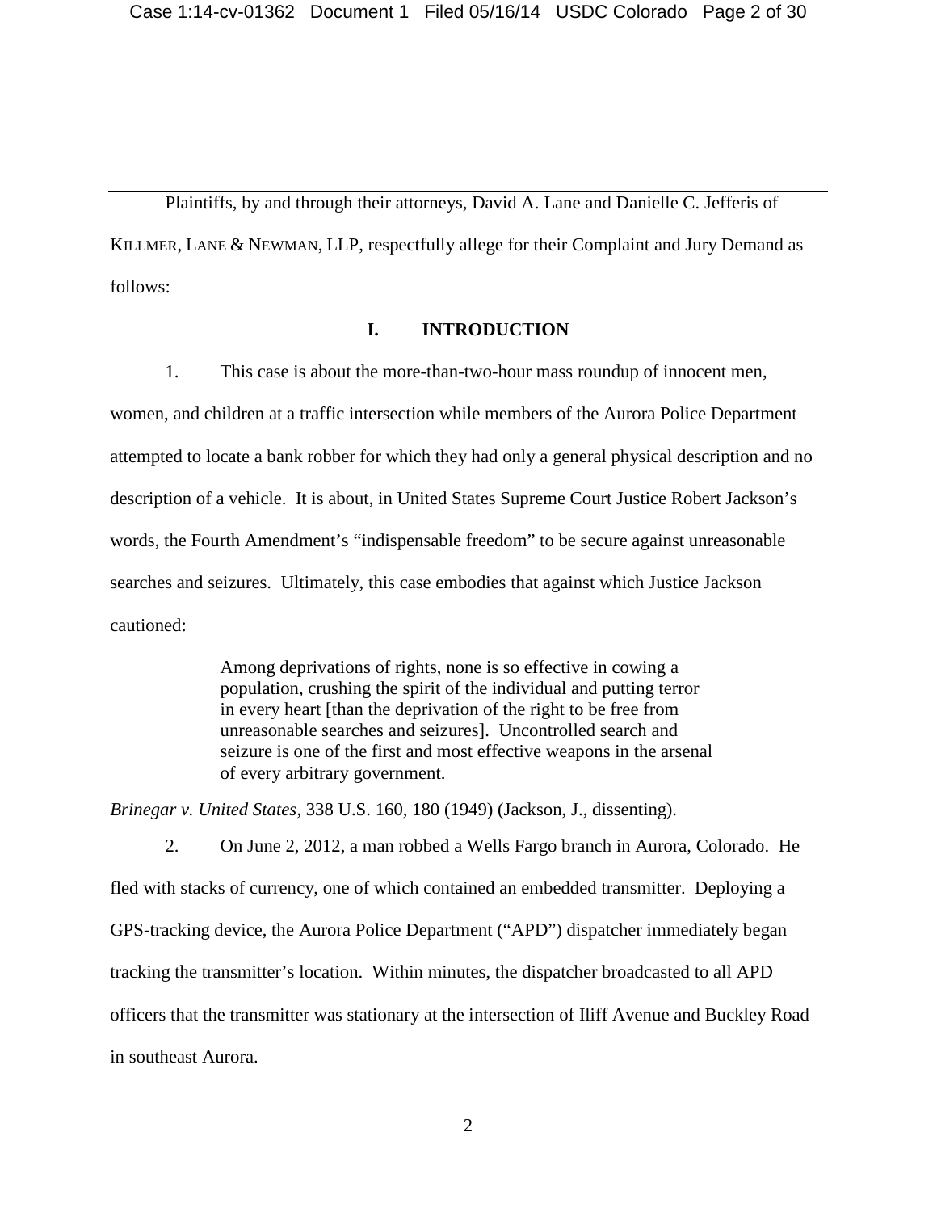Plaintiffs, by and through their attorneys, David A. Lane and Danielle C. Jefferis of KILLMER, LANE & NEWMAN, LLP, respectfully allege for their Complaint and Jury Demand as follows:

## I. INTRODUCTION

1. This case is about the more-than-two-hour mass roundup of innocent men, women, and children at a traffic intersection while members of the Aurora Police Department attempted to locate a bank robber for which they had only a general physical description and no description of a vehicle. It is about, in United States Supreme Court Justice Robert Jackson's words, the Fourth Amendment's "indispensable freedom" to be secure against unreasonable searches and seizures. Ultimately, this case embodies that against which Justice Jackson cautioned:

> Among deprivations of rights, none is so effective in cowing a population, crushing the spirit of the individual and putting terror in every heart [than the deprivation of the right to be free from unreasonable searches and seizures]. Uncontrolled search and seizure is one of the first and most effective weapons in the arsenal of every arbitrary government.

*Brinegar v. United States*, 338 U.S. 160, 180 (1949) (Jackson, J., dissenting).

2. On June 2, 2012, a man robbed a Wells Fargo branch in Aurora, Colorado. He fled with stacks of currency, one of which contained an embedded transmitter. Deploying a GPS-tracking device, the Aurora Police Department ("APD") dispatcher immediately began tracking the transmitter's location. Within minutes, the dispatcher broadcasted to all APD officers that the transmitter was stationary at the intersection of Iliff Avenue and Buckley Road in southeast Aurora.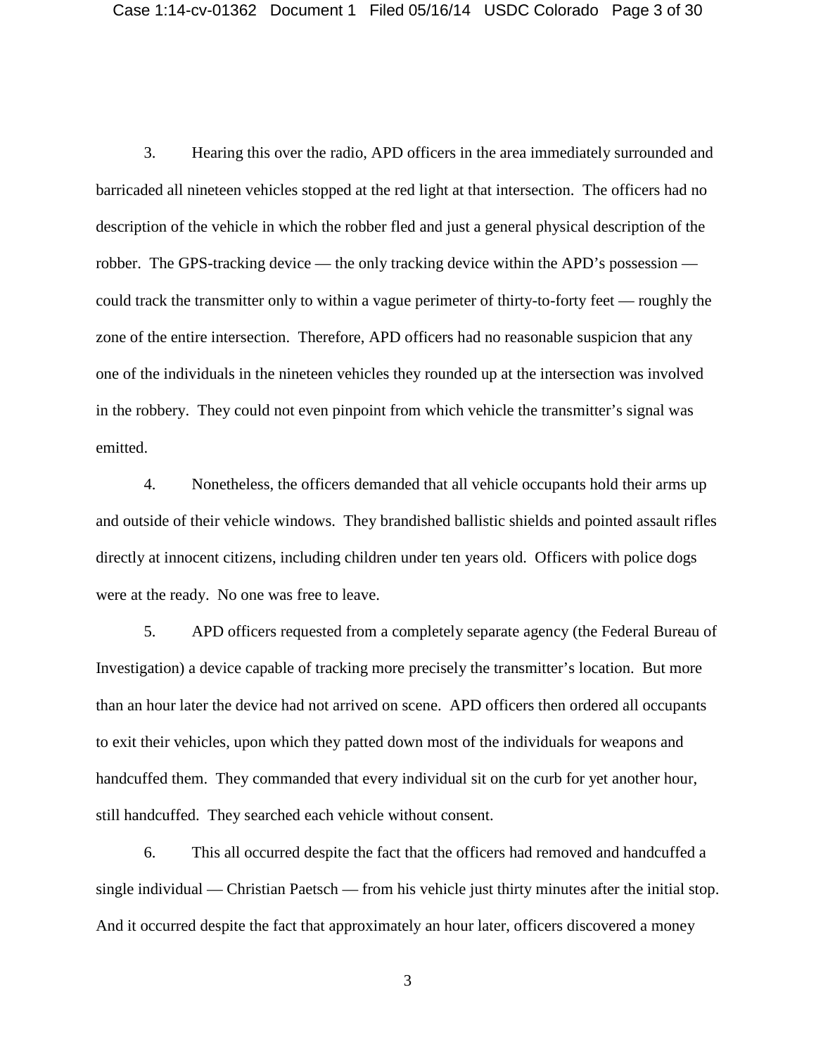3. Hearing this over the radio, APD officers in the area immediately surrounded and barricaded all nineteen vehicles stopped at the red light at that intersection. The officers had no description of the vehicle in which the robber fled and just a general physical description of the robber. The GPS-tracking device — the only tracking device within the APD's possession — could track the transmitter only to within a vague perimeter of thirty-to-forty feet — roughly the zone of the entire intersection. Therefore, APD officers had no reasonable suspicion that any one of the individuals in the nineteen vehicles they rounded up at the intersection was involved in the robbery. They could not even pinpoint from which vehicle the transmitter's signal was emitted.

4. Nonetheless, the officers demanded that all vehicle occupants hold their arms up and outside of their vehicle windows. They brandished ballistic shields and pointed assault rifles directly at innocent citizens, including children under ten years old. Officers with police dogs were at the ready. No one was free to leave.

5. APD officers requested from a completely separate agency (the Federal Bureau of Investigation) a device capable of tracking more precisely the transmitter's location. But more than an hour later the device had not arrived on scene. APD officers then ordered all occupants to exit their vehicles, upon which they patted down most of the individuals for weapons and handcuffed them. They commanded that every individual sit on the curb for yet another hour, still handcuffed. They searched each vehicle without consent.

6. This all occurred despite the fact that the officers had removed and handcuffed a single individual — Christian Paetsch — from his vehicle just thirty minutes after the initial stop. And it occurred despite the fact that approximately an hour later, officers discovered a money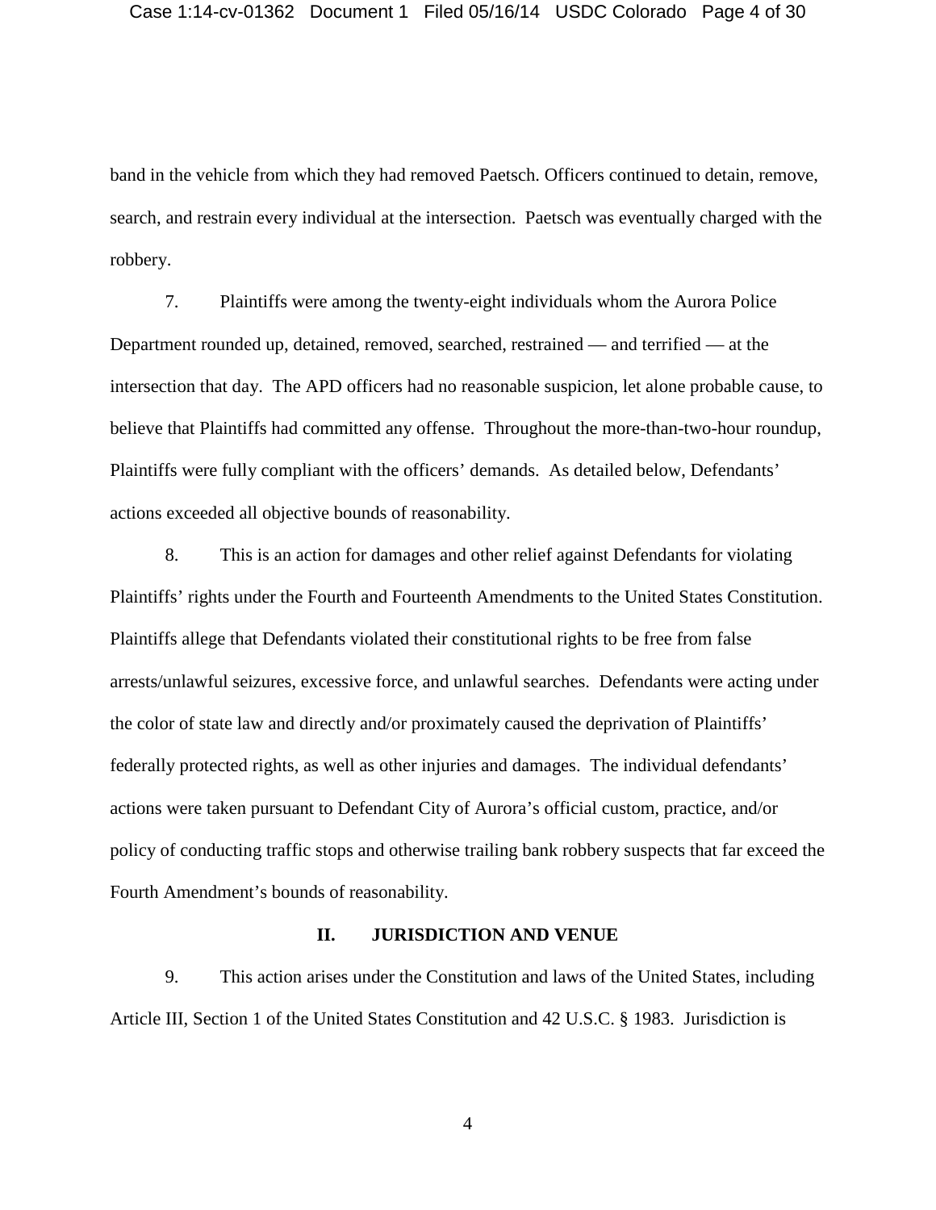band in the vehicle from which they had removed Paetsch. Officers continued to detain, remove, search, and restrain every individual at the intersection. Paetsch was eventually charged with the robbery.

7. Plaintiffs were among the twenty-eight individuals whom the Aurora Police Department rounded up, detained, removed, searched, restrained — and terrified — at the intersection that day. The APD officers had no reasonable suspicion, let alone probable cause, to believe that Plaintiffs had committed any offense. Throughout the more-than-two-hour roundup, Plaintiffs were fully compliant with the officers' demands. As detailed below, Defendants' actions exceeded all objective bounds of reasonability.

8. This is an action for damages and other relief against Defendants for violating Plaintiffs' rights under the Fourth and Fourteenth Amendments to the United States Constitution. Plaintiffs allege that Defendants violated their constitutional rights to be free from false arrests/unlawful seizures, excessive force, and unlawful searches. Defendants were acting under the color of state law and directly and/or proximately caused the deprivation of Plaintiffs' federally protected rights, as well as other injuries and damages. The individual defendants' actions were taken pursuant to Defendant City of Aurora's official custom, practice, and/or policy of conducting traffic stops and otherwise trailing bank robbery suspects that far exceed the Fourth Amendment's bounds of reasonability.

## II. JURISDICTION AND VENUE

9. This action arises under the Constitution and laws of the United States, including Article III, Section 1 of the United States Constitution and 42 U.S.C. § 1983. Jurisdiction is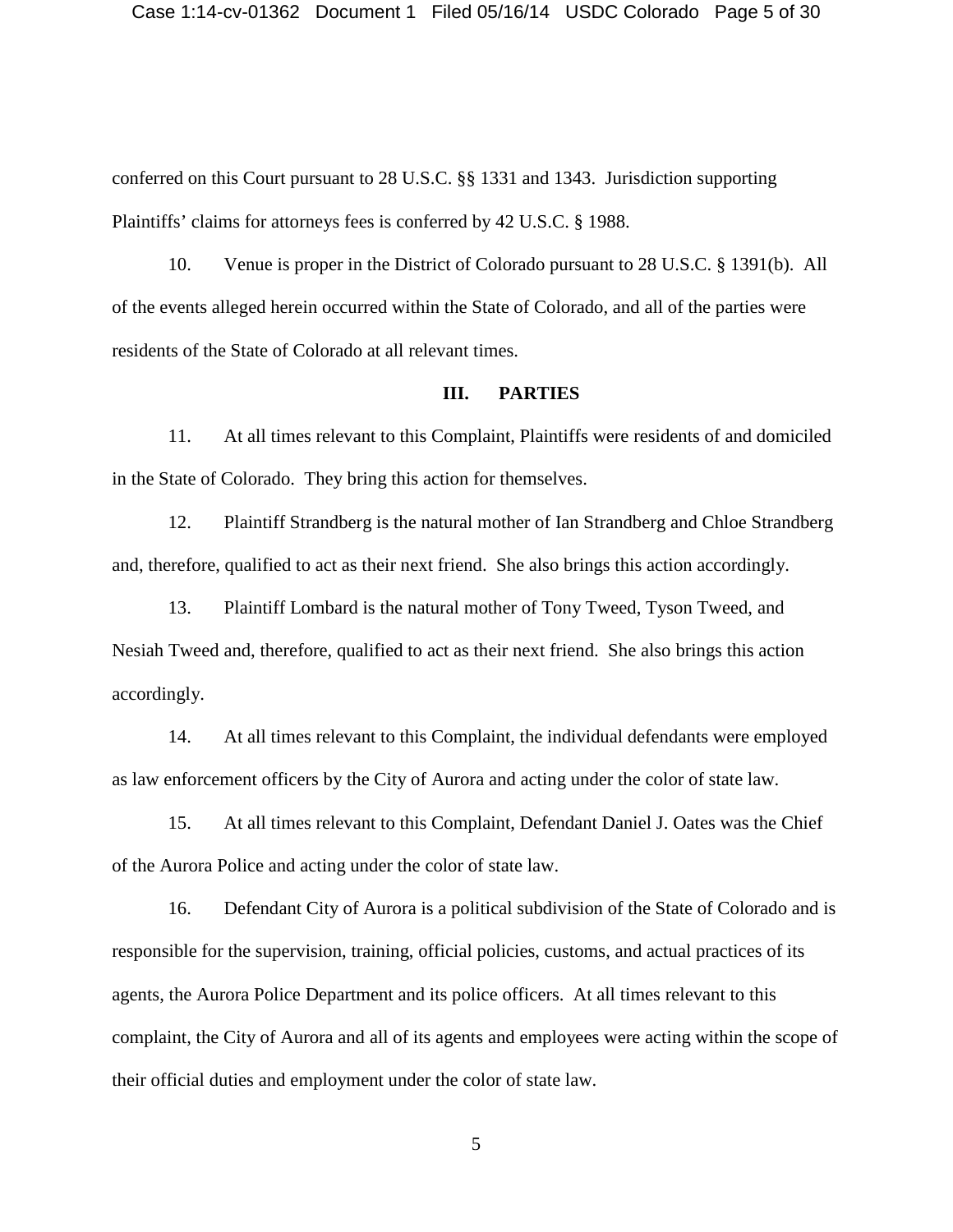conferred on this Court pursuant to 28 U.S.C. §§ 1331 and 1343. Jurisdiction supporting Plaintiffs' claims for attorneys fees is conferred by 42 U.S.C. § 1988.

10. Venue is proper in the District of Colorado pursuant to 28 U.S.C. § 1391(b). All of the events alleged herein occurred within the State of Colorado, and all of the parties were residents of the State of Colorado at all relevant times.

## III. PARTIES

11. At all times relevant to this Complaint, Plaintiffs were residents of and domiciled in the State of Colorado. They bring this action for themselves.

12. Plaintiff Strandberg is the natural mother of Ian Strandberg and Chloe Strandberg and, therefore, qualified to act as their next friend. She also brings this action accordingly.

13. Plaintiff Lombard is the natural mother of Tony Tweed, Tyson Tweed, and Nesiah Tweed and, therefore, qualified to act as their next friend. She also brings this action accordingly.

14. At all times relevant to this Complaint, the individual defendants were employed as law enforcement officers by the City of Aurora and acting under the color of state law.

15. At all times relevant to this Complaint, Defendant Daniel J. Oates was the Chief of the Aurora Police and acting under the color of state law.

16. Defendant City of Aurora is a political subdivision of the State of Colorado and is responsible for the supervision, training, official policies, customs, and actual practices of its agents, the Aurora Police Department and its police officers. At all times relevant to this complaint, the City of Aurora and all of its agents and employees were acting within the scope of their official duties and employment under the color of state law.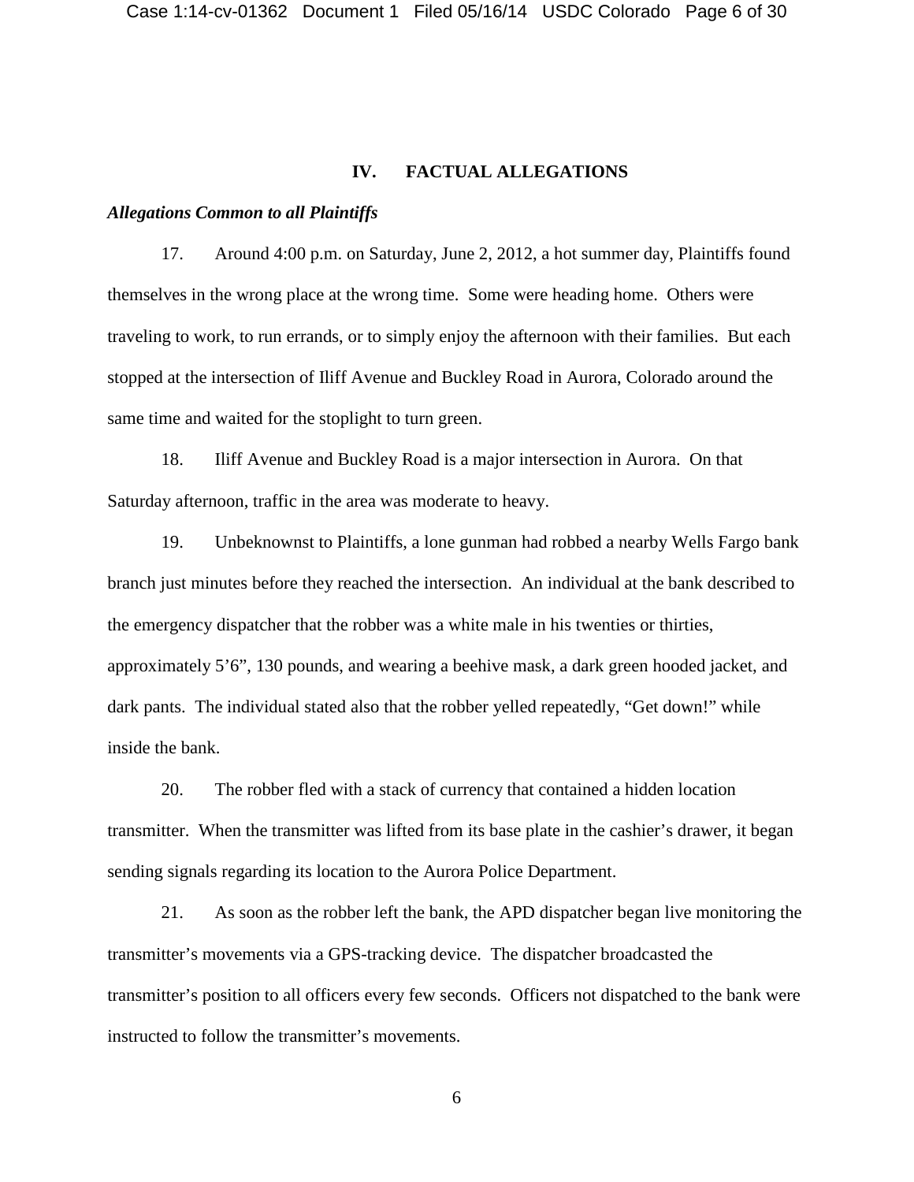## IV. FACTUAL ALLEGATIONS

***Allegations Common to all Plaintiffs***

17. Around 4:00 p.m. on Saturday, June 2, 2012, a hot summer day, Plaintiffs found themselves in the wrong place at the wrong time. Some were heading home. Others were traveling to work, to run errands, or to simply enjoy the afternoon with their families. But each stopped at the intersection of Iliff Avenue and Buckley Road in Aurora, Colorado around the same time and waited for the stoplight to turn green.

18. Iliff Avenue and Buckley Road is a major intersection in Aurora. On that Saturday afternoon, traffic in the area was moderate to heavy.

19. Unbeknownst to Plaintiffs, a lone gunman had robbed a nearby Wells Fargo bank branch just minutes before they reached the intersection. An individual at the bank described to the emergency dispatcher that the robber was a white male in his twenties or thirties, approximately 5'6", 130 pounds, and wearing a beehive mask, a dark green hooded jacket, and dark pants. The individual stated also that the robber yelled repeatedly, "Get down!" while inside the bank.

20. The robber fled with a stack of currency that contained a hidden location transmitter. When the transmitter was lifted from its base plate in the cashier's drawer, it began sending signals regarding its location to the Aurora Police Department.

21. As soon as the robber left the bank, the APD dispatcher began live monitoring the transmitter's movements via a GPS-tracking device. The dispatcher broadcasted the transmitter's position to all officers every few seconds. Officers not dispatched to the bank were instructed to follow the transmitter's movements.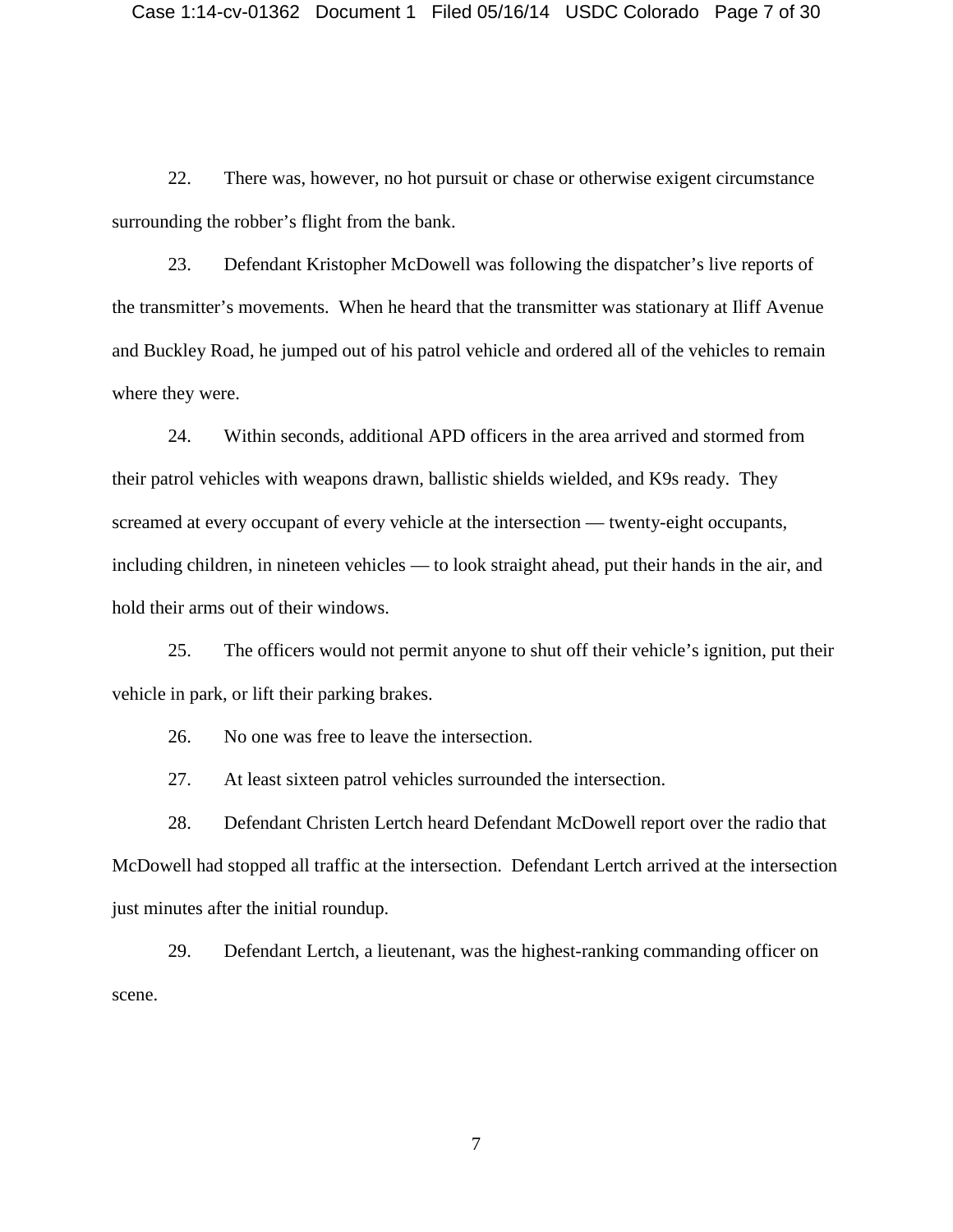22. There was, however, no hot pursuit or chase or otherwise exigent circumstance surrounding the robber's flight from the bank.

23. Defendant Kristopher McDowell was following the dispatcher's live reports of the transmitter's movements. When he heard that the transmitter was stationary at Iliff Avenue and Buckley Road, he jumped out of his patrol vehicle and ordered all of the vehicles to remain where they were.

24. Within seconds, additional APD officers in the area arrived and stormed from their patrol vehicles with weapons drawn, ballistic shields wielded, and K9s ready. They screamed at every occupant of every vehicle at the intersection — twenty-eight occupants, including children, in nineteen vehicles — to look straight ahead, put their hands in the air, and hold their arms out of their windows.

25. The officers would not permit anyone to shut off their vehicle's ignition, put their vehicle in park, or lift their parking brakes.

26. No one was free to leave the intersection.

27. At least sixteen patrol vehicles surrounded the intersection.

28. Defendant Christen Lertch heard Defendant McDowell report over the radio that McDowell had stopped all traffic at the intersection. Defendant Lertch arrived at the intersection just minutes after the initial roundup.

29. Defendant Lertch, a lieutenant, was the highest-ranking commanding officer on scene.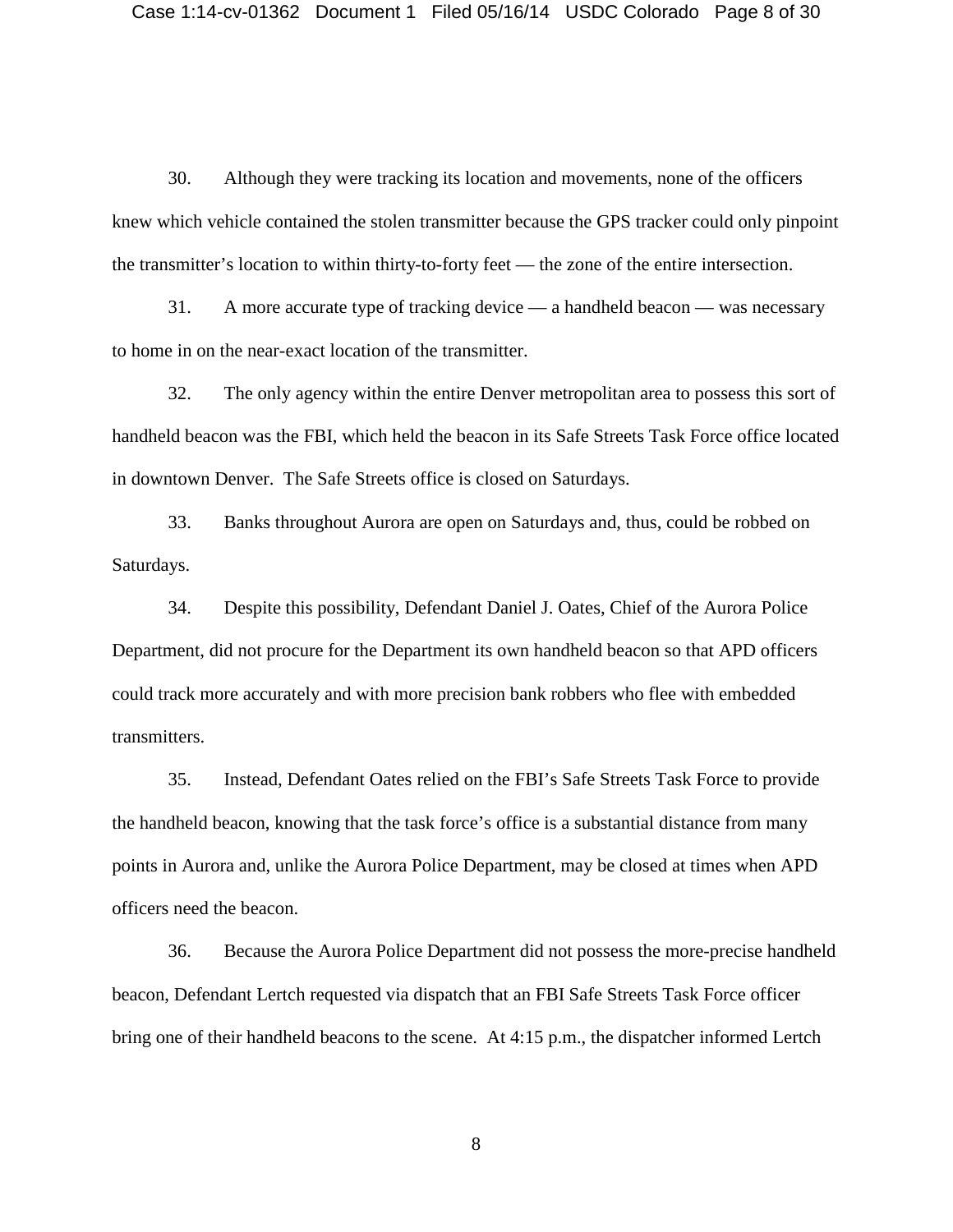30. Although they were tracking its location and movements, none of the officers knew which vehicle contained the stolen transmitter because the GPS tracker could only pinpoint the transmitter's location to within thirty-to-forty feet — the zone of the entire intersection.

31. A more accurate type of tracking device — a handheld beacon — was necessary to home in on the near-exact location of the transmitter.

32. The only agency within the entire Denver metropolitan area to possess this sort of handheld beacon was the FBI, which held the beacon in its Safe Streets Task Force office located in downtown Denver. The Safe Streets office is closed on Saturdays.

33. Banks throughout Aurora are open on Saturdays and, thus, could be robbed on Saturdays.

34. Despite this possibility, Defendant Daniel J. Oates, Chief of the Aurora Police Department, did not procure for the Department its own handheld beacon so that APD officers could track more accurately and with more precision bank robbers who flee with embedded transmitters.

35. Instead, Defendant Oates relied on the FBI's Safe Streets Task Force to provide the handheld beacon, knowing that the task force's office is a substantial distance from many points in Aurora and, unlike the Aurora Police Department, may be closed at times when APD officers need the beacon.

36. Because the Aurora Police Department did not possess the more-precise handheld beacon, Defendant Lertch requested via dispatch that an FBI Safe Streets Task Force officer bring one of their handheld beacons to the scene. At 4:15 p.m., the dispatcher informed Lertch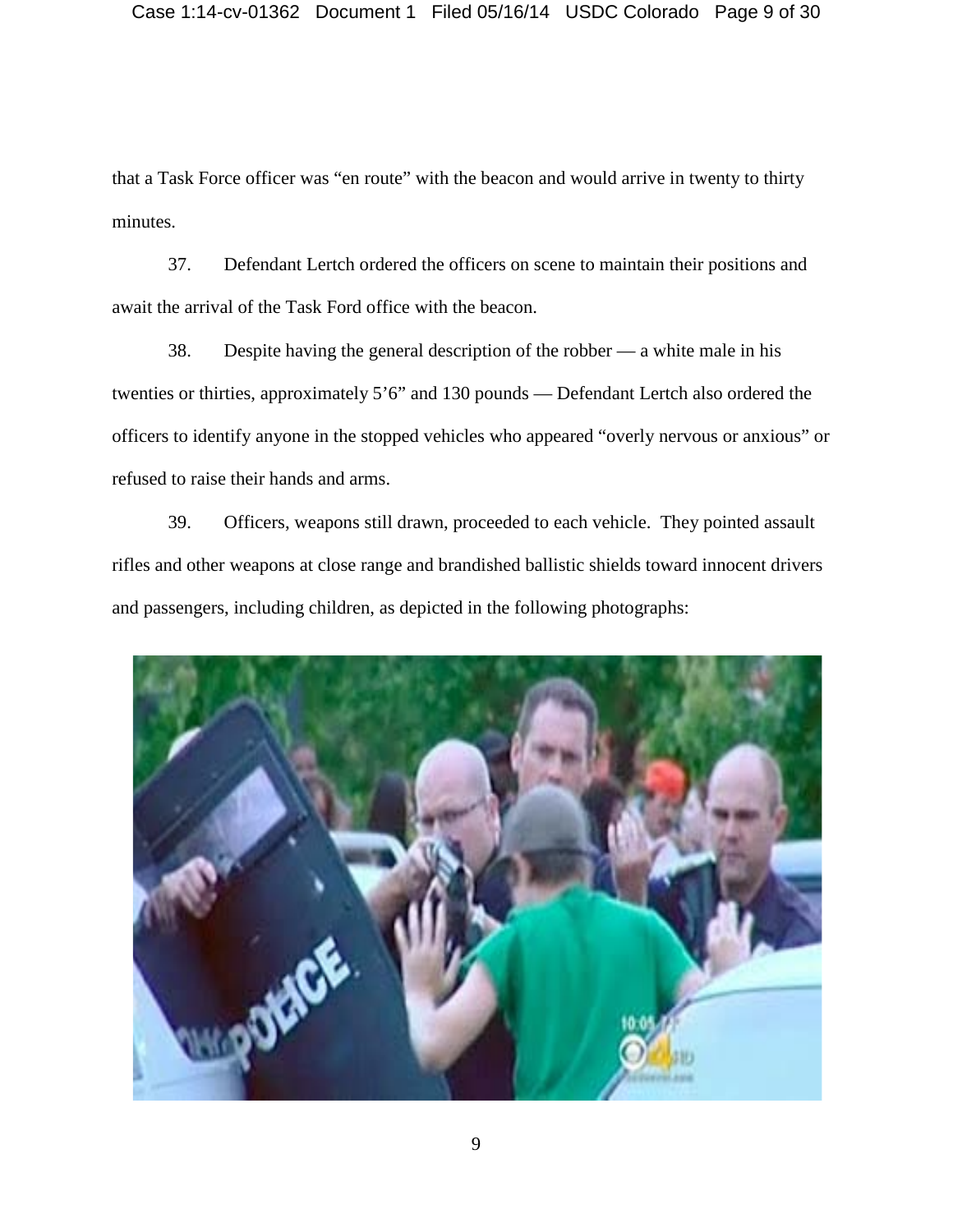that a Task Force officer was "en route" with the beacon and would arrive in twenty to thirty minutes.

37. Defendant Lertch ordered the officers on scene to maintain their positions and await the arrival of the Task Ford office with the beacon.

38. Despite having the general description of the robber — a white male in his twenties or thirties, approximately 5'6" and 130 pounds — Defendant Lertch also ordered the officers to identify anyone in the stopped vehicles who appeared "overly nervous or anxious" or refused to raise their hands and arms.

39. Officers, weapons still drawn, proceeded to each vehicle. They pointed assault rifles and other weapons at close range and brandished ballistic shields toward innocent drivers and passengers, including children, as depicted in the following photographs: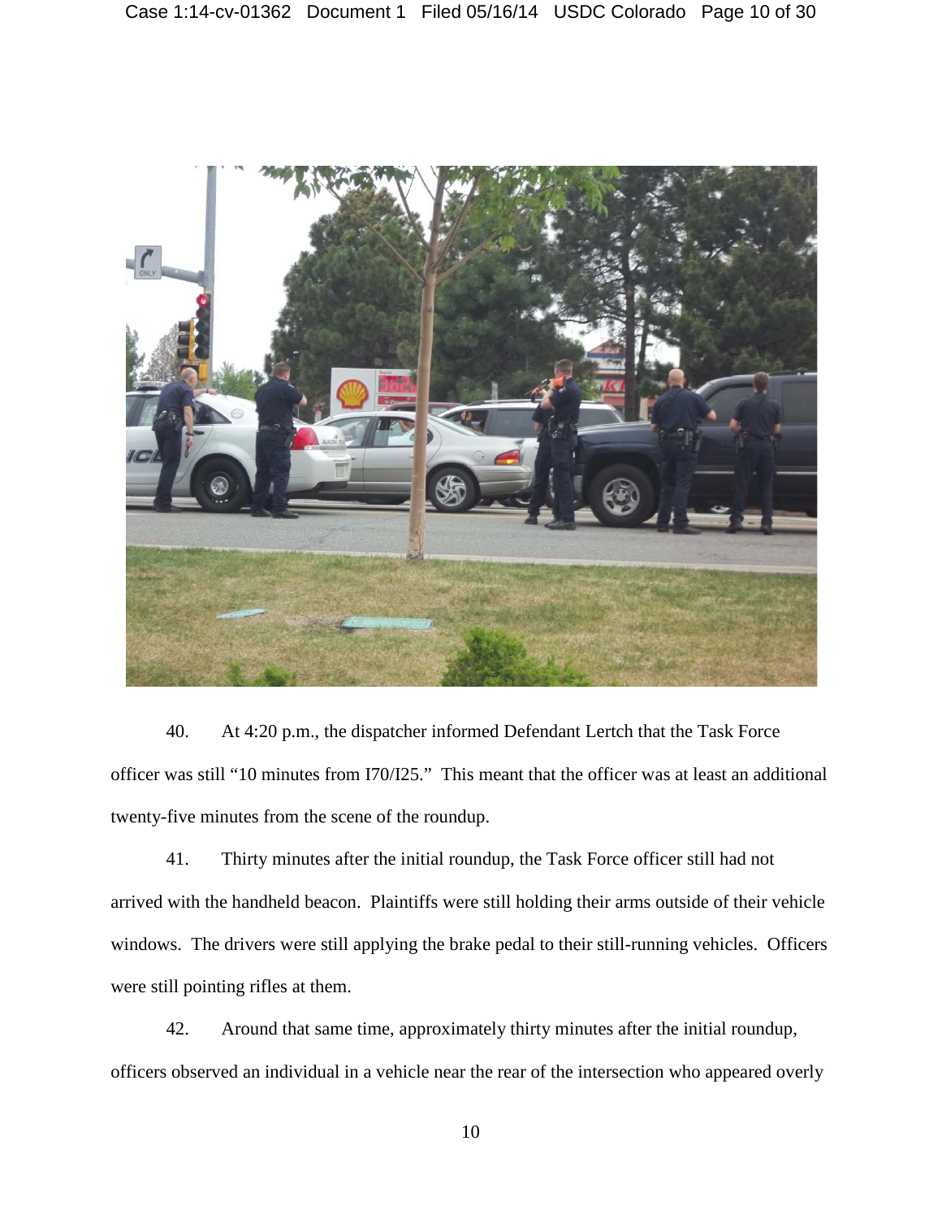40. At 4:20 p.m., the dispatcher informed Defendant Lertch that the Task Force officer was still "10 minutes from I70/I25." This meant that the officer was at least an additional twenty-five minutes from the scene of the roundup.

41. Thirty minutes after the initial roundup, the Task Force officer still had not arrived with the handheld beacon. Plaintiffs were still holding their arms outside of their vehicle windows. The drivers were still applying the brake pedal to their still-running vehicles. Officers were still pointing rifles at them.

42. Around that same time, approximately thirty minutes after the initial roundup, officers observed an individual in a vehicle near the rear of the intersection who appeared overly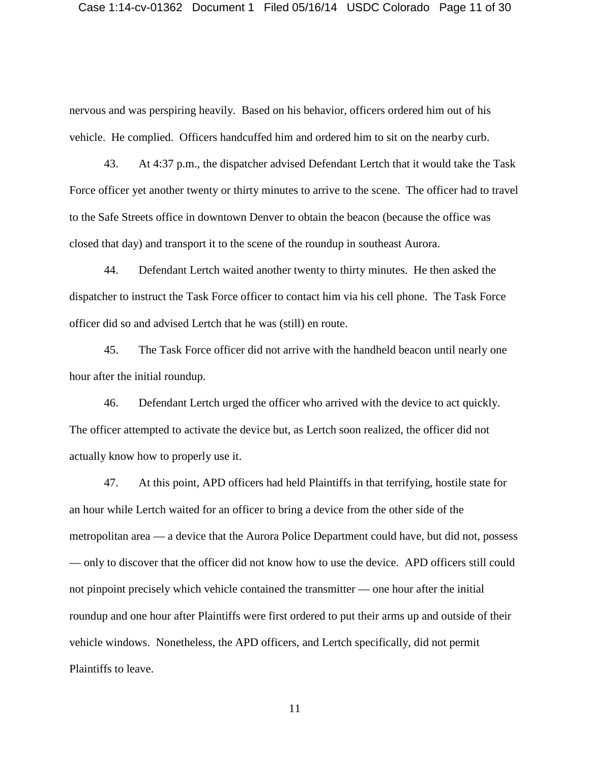nervous and was perspiring heavily. Based on his behavior, officers ordered him out of his vehicle. He complied. Officers handcuffed him and ordered him to sit on the nearby curb.

43. At 4:37 p.m., the dispatcher advised Defendant Lertch that it would take the Task Force officer yet another twenty or thirty minutes to arrive to the scene. The officer had to travel to the Safe Streets office in downtown Denver to obtain the beacon (because the office was closed that day) and transport it to the scene of the roundup in southeast Aurora.

44. Defendant Lertch waited another twenty to thirty minutes. He then asked the dispatcher to instruct the Task Force officer to contact him via his cell phone. The Task Force officer did so and advised Lertch that he was (still) en route.

45. The Task Force officer did not arrive with the handheld beacon until nearly one hour after the initial roundup.

46. Defendant Lertch urged the officer who arrived with the device to act quickly. The officer attempted to activate the device but, as Lertch soon realized, the officer did not actually know how to properly use it.

47. At this point, APD officers had held Plaintiffs in that terrifying, hostile state for an hour while Lertch waited for an officer to bring a device from the other side of the metropolitan area — a device that the Aurora Police Department could have, but did not, possess — only to discover that the officer did not know how to use the device. APD officers still could not pinpoint precisely which vehicle contained the transmitter — one hour after the initial roundup and one hour after Plaintiffs were first ordered to put their arms up and outside of their vehicle windows. Nonetheless, the APD officers, and Lertch specifically, did not permit Plaintiffs to leave.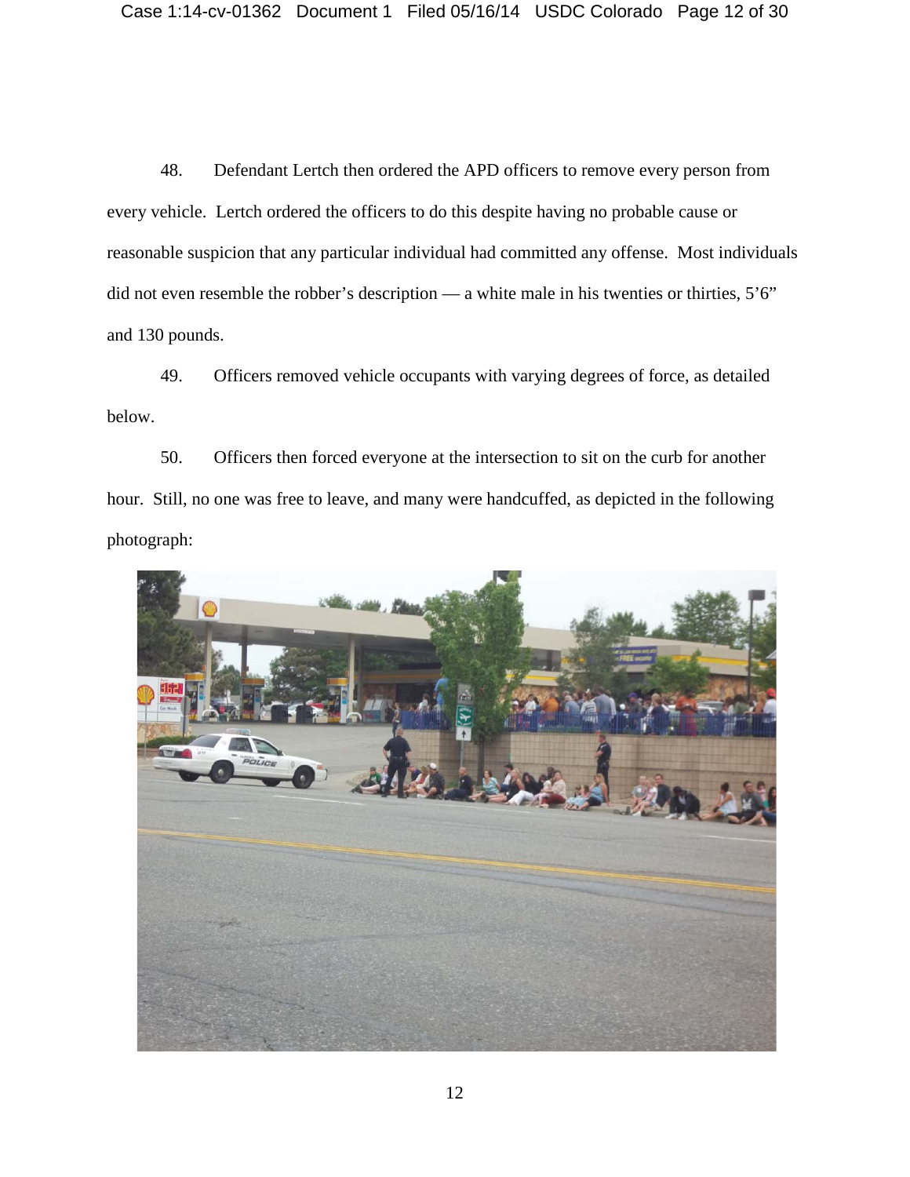48. Defendant Lertch then ordered the APD officers to remove every person from every vehicle. Lertch ordered the officers to do this despite having no probable cause or reasonable suspicion that any particular individual had committed any offense. Most individuals did not even resemble the robber's description — a white male in his twenties or thirties, 5'6" and 130 pounds.

49. Officers removed vehicle occupants with varying degrees of force, as detailed below.

50. Officers then forced everyone at the intersection to sit on the curb for another hour. Still, no one was free to leave, and many were handcuffed, as depicted in the following photograph: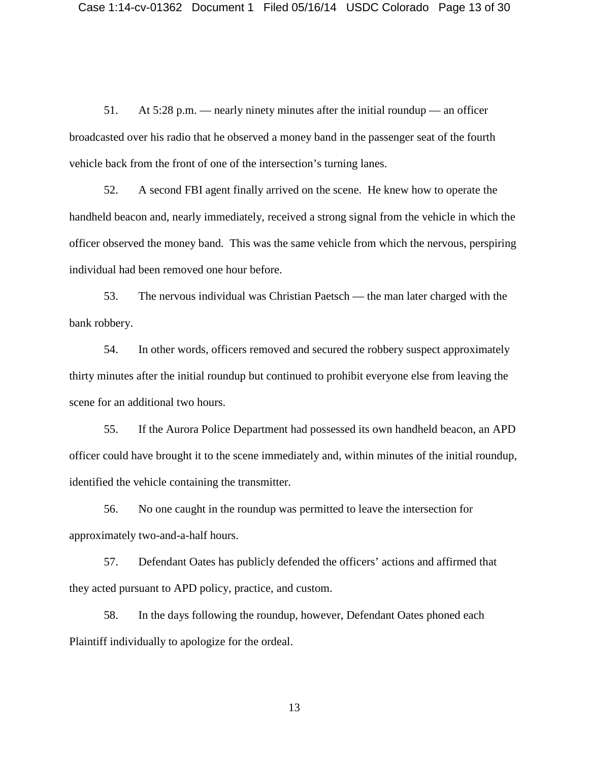51. At 5:28 p.m. — nearly ninety minutes after the initial roundup — an officer broadcasted over his radio that he observed a money band in the passenger seat of the fourth vehicle back from the front of one of the intersection's turning lanes.

52. A second FBI agent finally arrived on the scene. He knew how to operate the handheld beacon and, nearly immediately, received a strong signal from the vehicle in which the officer observed the money band. This was the same vehicle from which the nervous, perspiring individual had been removed one hour before.

53. The nervous individual was Christian Paetsch — the man later charged with the bank robbery.

54. In other words, officers removed and secured the robbery suspect approximately thirty minutes after the initial roundup but continued to prohibit everyone else from leaving the scene for an additional two hours.

55. If the Aurora Police Department had possessed its own handheld beacon, an APD officer could have brought it to the scene immediately and, within minutes of the initial roundup, identified the vehicle containing the transmitter.

56. No one caught in the roundup was permitted to leave the intersection for approximately two-and-a-half hours.

57. Defendant Oates has publicly defended the officers' actions and affirmed that they acted pursuant to APD policy, practice, and custom.

58. In the days following the roundup, however, Defendant Oates phoned each Plaintiff individually to apologize for the ordeal.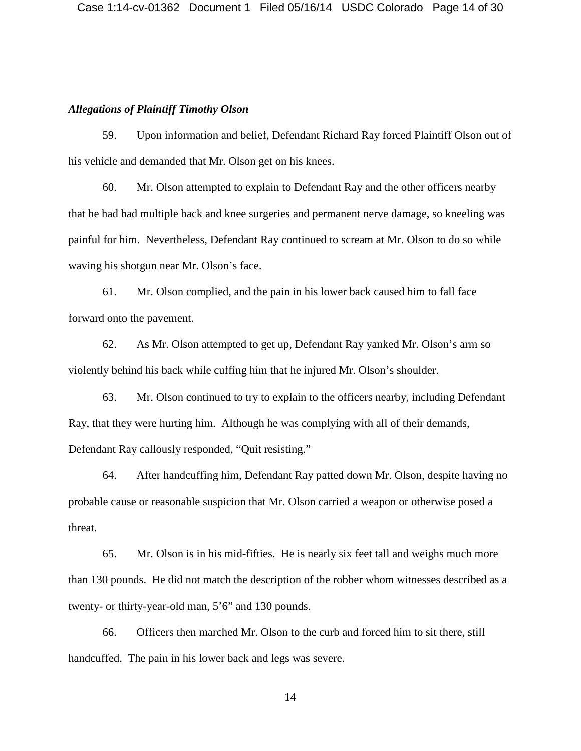***Allegations of Plaintiff Timothy Olson***

59. Upon information and belief, Defendant Richard Ray forced Plaintiff Olson out of his vehicle and demanded that Mr. Olson get on his knees.

60. Mr. Olson attempted to explain to Defendant Ray and the other officers nearby that he had had multiple back and knee surgeries and permanent nerve damage, so kneeling was painful for him. Nevertheless, Defendant Ray continued to scream at Mr. Olson to do so while waving his shotgun near Mr. Olson's face.

61. Mr. Olson complied, and the pain in his lower back caused him to fall face forward onto the pavement.

62. As Mr. Olson attempted to get up, Defendant Ray yanked Mr. Olson's arm so violently behind his back while cuffing him that he injured Mr. Olson's shoulder.

63. Mr. Olson continued to try to explain to the officers nearby, including Defendant Ray, that they were hurting him. Although he was complying with all of their demands, Defendant Ray callously responded, "Quit resisting."

64. After handcuffing him, Defendant Ray patted down Mr. Olson, despite having no probable cause or reasonable suspicion that Mr. Olson carried a weapon or otherwise posed a threat.

65. Mr. Olson is in his mid-fifties. He is nearly six feet tall and weighs much more than 130 pounds. He did not match the description of the robber whom witnesses described as a twenty- or thirty-year-old man, 5'6" and 130 pounds.

66. Officers then marched Mr. Olson to the curb and forced him to sit there, still handcuffed. The pain in his lower back and legs was severe.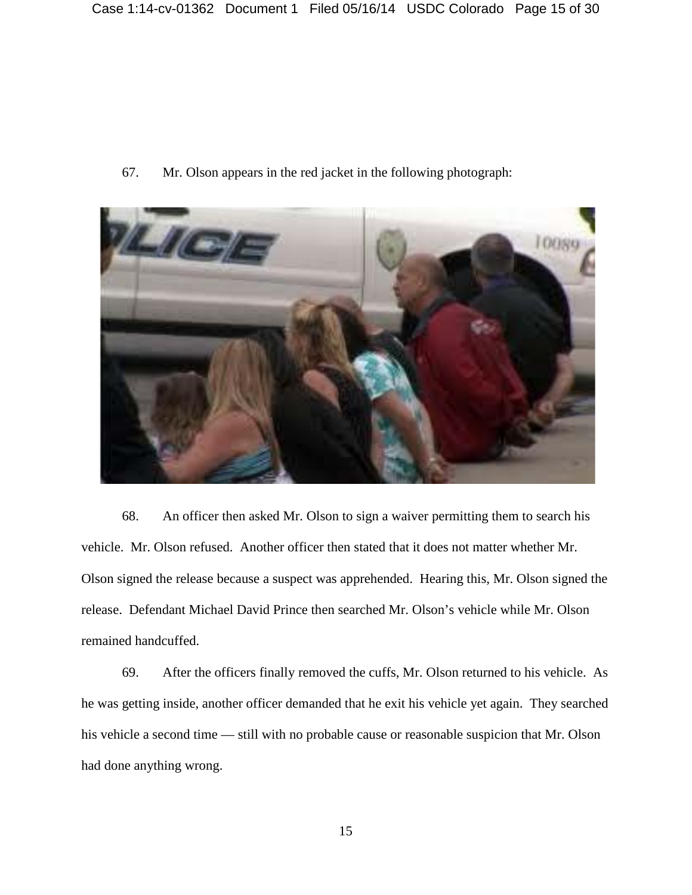67. Mr. Olson appears in the red jacket in the following photograph:

68. An officer then asked Mr. Olson to sign a waiver permitting them to search his vehicle. Mr. Olson refused. Another officer then stated that it does not matter whether Mr. Olson signed the release because a suspect was apprehended. Hearing this, Mr. Olson signed the release. Defendant Michael David Prince then searched Mr. Olson's vehicle while Mr. Olson remained handcuffed.

69. After the officers finally removed the cuffs, Mr. Olson returned to his vehicle. As he was getting inside, another officer demanded that he exit his vehicle yet again. They searched his vehicle a second time — still with no probable cause or reasonable suspicion that Mr. Olson had done anything wrong.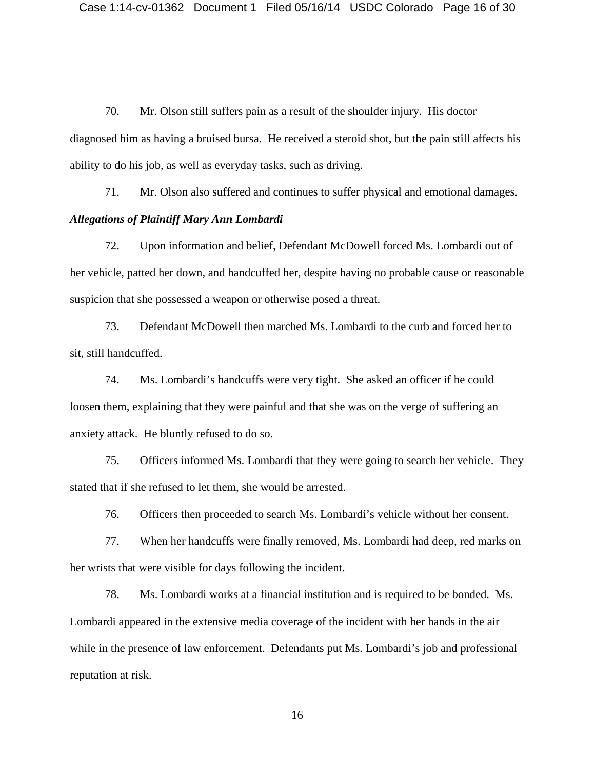70. Mr. Olson still suffers pain as a result of the shoulder injury. His doctor diagnosed him as having a bruised bursa. He received a steroid shot, but the pain still affects his ability to do his job, as well as everyday tasks, such as driving.

71. Mr. Olson also suffered and continues to suffer physical and emotional damages.

***Allegations of Plaintiff Mary Ann Lombardi***

72. Upon information and belief, Defendant McDowell forced Ms. Lombardi out of her vehicle, patted her down, and handcuffed her, despite having no probable cause or reasonable suspicion that she possessed a weapon or otherwise posed a threat.

73. Defendant McDowell then marched Ms. Lombardi to the curb and forced her to sit, still handcuffed.

74. Ms. Lombardi's handcuffs were very tight. She asked an officer if he could loosen them, explaining that they were painful and that she was on the verge of suffering an anxiety attack. He bluntly refused to do so.

75. Officers informed Ms. Lombardi that they were going to search her vehicle. They stated that if she refused to let them, she would be arrested.

76. Officers then proceeded to search Ms. Lombardi's vehicle without her consent.

77. When her handcuffs were finally removed, Ms. Lombardi had deep, red marks on her wrists that were visible for days following the incident.

78. Ms. Lombardi works at a financial institution and is required to be bonded. Ms. Lombardi appeared in the extensive media coverage of the incident with her hands in the air while in the presence of law enforcement. Defendants put Ms. Lombardi's job and professional reputation at risk.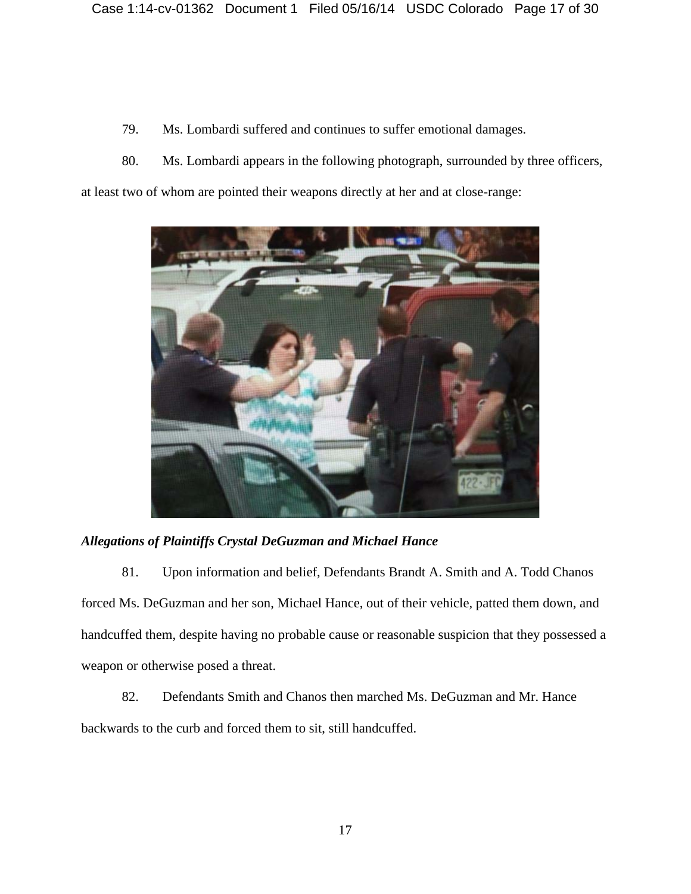79. Ms. Lombardi suffered and continues to suffer emotional damages.

80. Ms. Lombardi appears in the following photograph, surrounded by three officers, at least two of whom are pointed their weapons directly at her and at close-range:

***Allegations of Plaintiffs Crystal DeGuzman and Michael Hance***

81. Upon information and belief, Defendants Brandt A. Smith and A. Todd Chanos forced Ms. DeGuzman and her son, Michael Hance, out of their vehicle, patted them down, and handcuffed them, despite having no probable cause or reasonable suspicion that they possessed a weapon or otherwise posed a threat.

82. Defendants Smith and Chanos then marched Ms. DeGuzman and Mr. Hance backwards to the curb and forced them to sit, still handcuffed.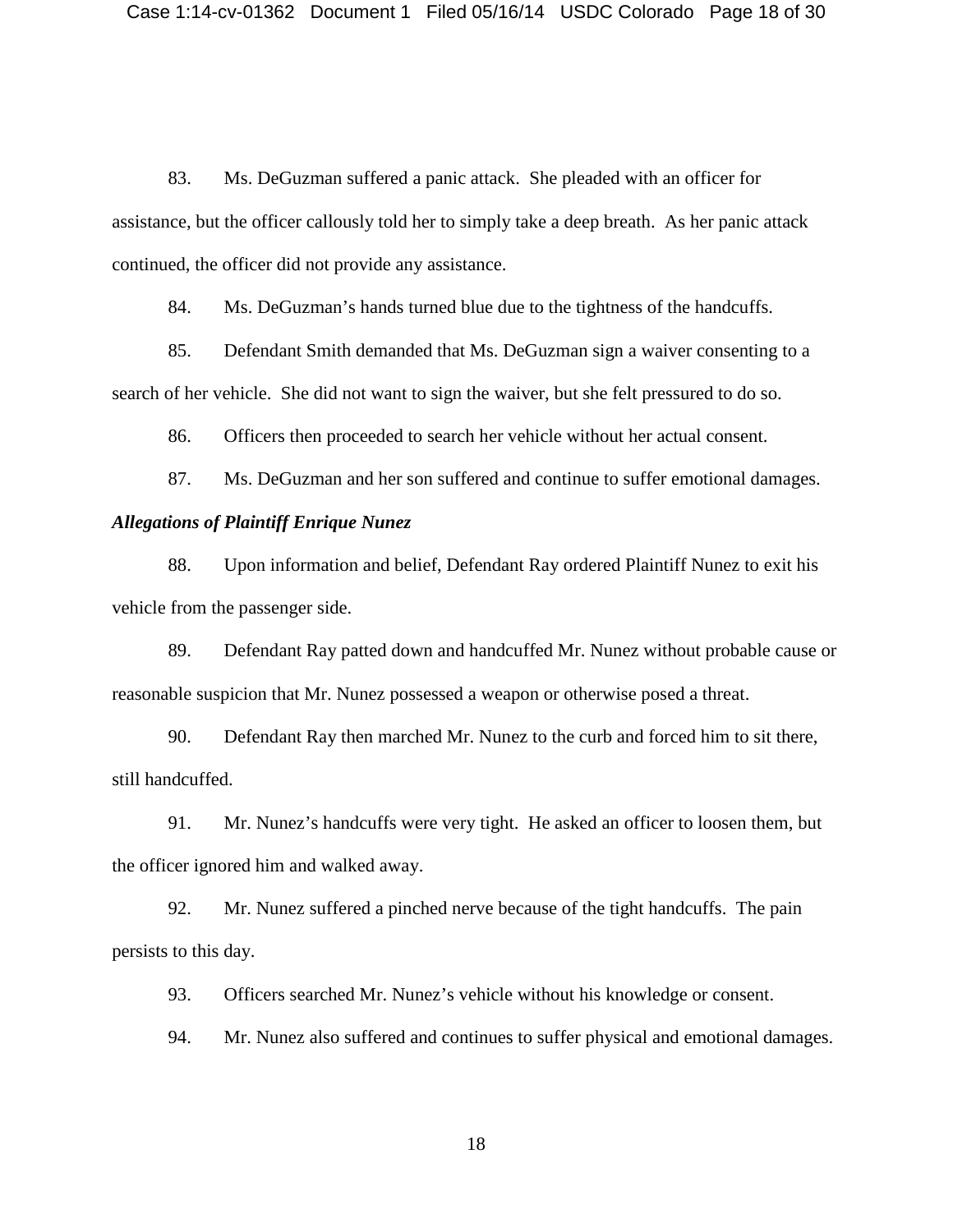83. Ms. DeGuzman suffered a panic attack. She pleaded with an officer for assistance, but the officer callously told her to simply take a deep breath. As her panic attack continued, the officer did not provide any assistance.

84. Ms. DeGuzman's hands turned blue due to the tightness of the handcuffs.

85. Defendant Smith demanded that Ms. DeGuzman sign a waiver consenting to a search of her vehicle. She did not want to sign the waiver, but she felt pressured to do so.

86. Officers then proceeded to search her vehicle without her actual consent.

87. Ms. DeGuzman and her son suffered and continue to suffer emotional damages.

***Allegations of Plaintiff Enrique Nunez***

88. Upon information and belief, Defendant Ray ordered Plaintiff Nunez to exit his vehicle from the passenger side.

89. Defendant Ray patted down and handcuffed Mr. Nunez without probable cause or reasonable suspicion that Mr. Nunez possessed a weapon or otherwise posed a threat.

90. Defendant Ray then marched Mr. Nunez to the curb and forced him to sit there, still handcuffed.

91. Mr. Nunez's handcuffs were very tight. He asked an officer to loosen them, but the officer ignored him and walked away.

92. Mr. Nunez suffered a pinched nerve because of the tight handcuffs. The pain persists to this day.

93. Officers searched Mr. Nunez's vehicle without his knowledge or consent.

94. Mr. Nunez also suffered and continues to suffer physical and emotional damages.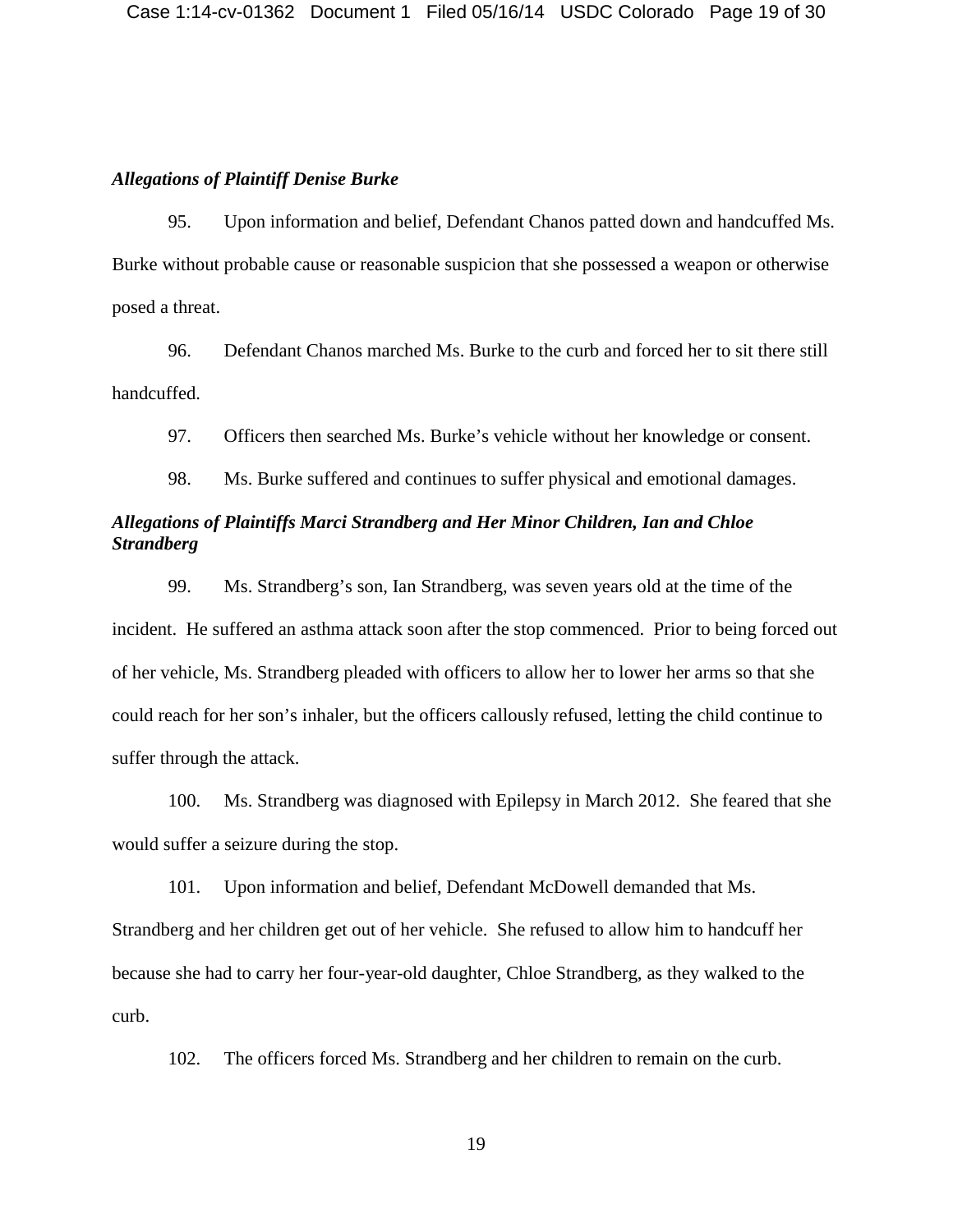***Allegations of Plaintiff Denise Burke***

95. Upon information and belief, Defendant Chanos patted down and handcuffed Ms. Burke without probable cause or reasonable suspicion that she possessed a weapon or otherwise posed a threat.

96. Defendant Chanos marched Ms. Burke to the curb and forced her to sit there still handcuffed.

97. Officers then searched Ms. Burke's vehicle without her knowledge or consent.

98. Ms. Burke suffered and continues to suffer physical and emotional damages.

***Allegations of Plaintiffs Marci Strandberg and Her Minor Children, Ian and Chloe Strandberg***

99. Ms. Strandberg's son, Ian Strandberg, was seven years old at the time of the incident. He suffered an asthma attack soon after the stop commenced. Prior to being forced out of her vehicle, Ms. Strandberg pleaded with officers to allow her to lower her arms so that she could reach for her son's inhaler, but the officers callously refused, letting the child continue to suffer through the attack.

100. Ms. Strandberg was diagnosed with Epilepsy in March 2012. She feared that she would suffer a seizure during the stop.

101. Upon information and belief, Defendant McDowell demanded that Ms. Strandberg and her children get out of her vehicle. She refused to allow him to handcuff her because she had to carry her four-year-old daughter, Chloe Strandberg, as they walked to the curb.

102. The officers forced Ms. Strandberg and her children to remain on the curb.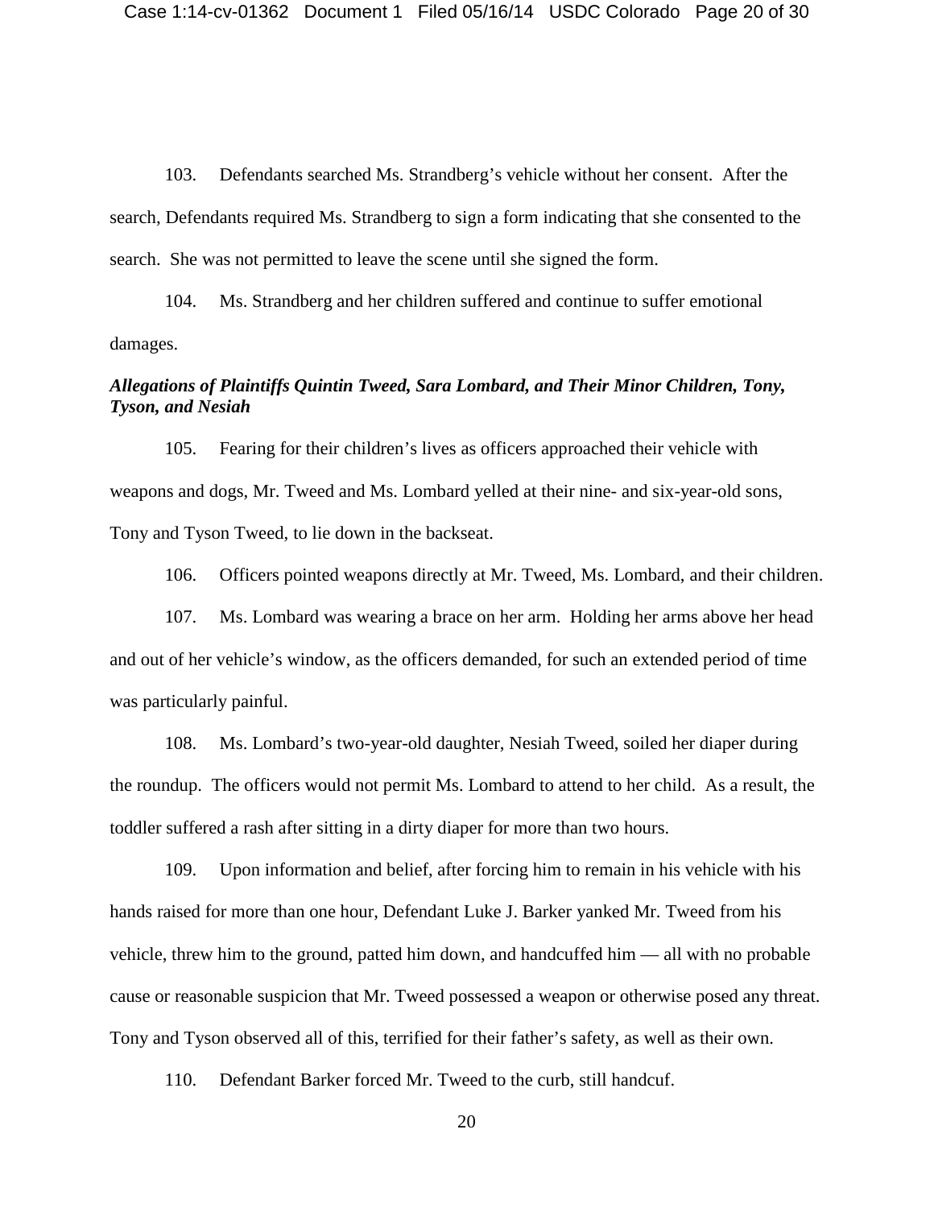103. Defendants searched Ms. Strandberg's vehicle without her consent. After the search, Defendants required Ms. Strandberg to sign a form indicating that she consented to the search. She was not permitted to leave the scene until she signed the form.

104. Ms. Strandberg and her children suffered and continue to suffer emotional damages.

***Allegations of Plaintiffs Quintin Tweed, Sara Lombard, and Their Minor Children, Tony, Tyson, and Nesiah***

105. Fearing for their children's lives as officers approached their vehicle with weapons and dogs, Mr. Tweed and Ms. Lombard yelled at their nine- and six-year-old sons, Tony and Tyson Tweed, to lie down in the backseat.

106. Officers pointed weapons directly at Mr. Tweed, Ms. Lombard, and their children.

107. Ms. Lombard was wearing a brace on her arm. Holding her arms above her head and out of her vehicle's window, as the officers demanded, for such an extended period of time was particularly painful.

108. Ms. Lombard's two-year-old daughter, Nesiah Tweed, soiled her diaper during the roundup. The officers would not permit Ms. Lombard to attend to her child. As a result, the toddler suffered a rash after sitting in a dirty diaper for more than two hours.

109. Upon information and belief, after forcing him to remain in his vehicle with his hands raised for more than one hour, Defendant Luke J. Barker yanked Mr. Tweed from his vehicle, threw him to the ground, patted him down, and handcuffed him — all with no probable cause or reasonable suspicion that Mr. Tweed possessed a weapon or otherwise posed any threat. Tony and Tyson observed all of this, terrified for their father's safety, as well as their own.

110. Defendant Barker forced Mr. Tweed to the curb, still handcuf.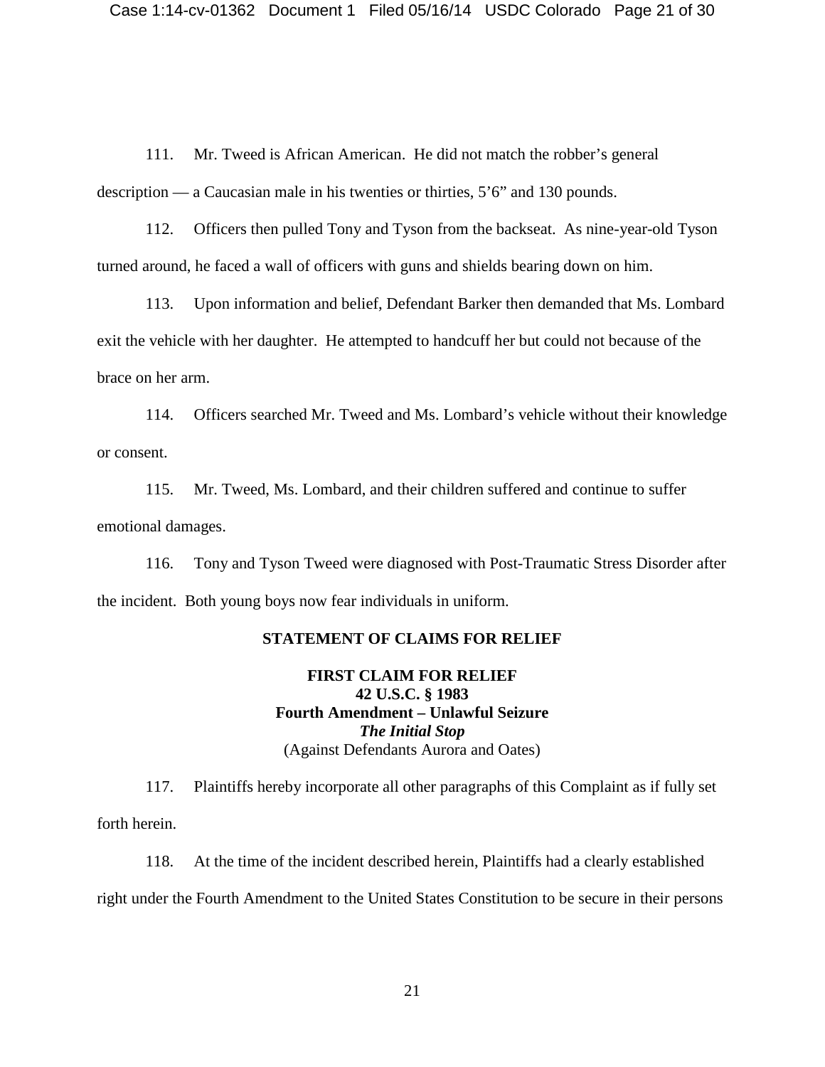111. Mr. Tweed is African American. He did not match the robber's general description — a Caucasian male in his twenties or thirties, 5'6" and 130 pounds.

112. Officers then pulled Tony and Tyson from the backseat. As nine-year-old Tyson turned around, he faced a wall of officers with guns and shields bearing down on him.

113. Upon information and belief, Defendant Barker then demanded that Ms. Lombard exit the vehicle with her daughter. He attempted to handcuff her but could not because of the brace on her arm.

114. Officers searched Mr. Tweed and Ms. Lombard's vehicle without their knowledge or consent.

115. Mr. Tweed, Ms. Lombard, and their children suffered and continue to suffer emotional damages.

116. Tony and Tyson Tweed were diagnosed with Post-Traumatic Stress Disorder after the incident. Both young boys now fear individuals in uniform.

## STATEMENT OF CLAIMS FOR RELIEF

### FIRST CLAIM FOR RELIEF
**42 U.S.C. § 1983**
**Fourth Amendment – Unlawful Seizure**
***The Initial Stop***
(Against Defendants Aurora and Oates)

117. Plaintiffs hereby incorporate all other paragraphs of this Complaint as if fully set forth herein.

118. At the time of the incident described herein, Plaintiffs had a clearly established right under the Fourth Amendment to the United States Constitution to be secure in their persons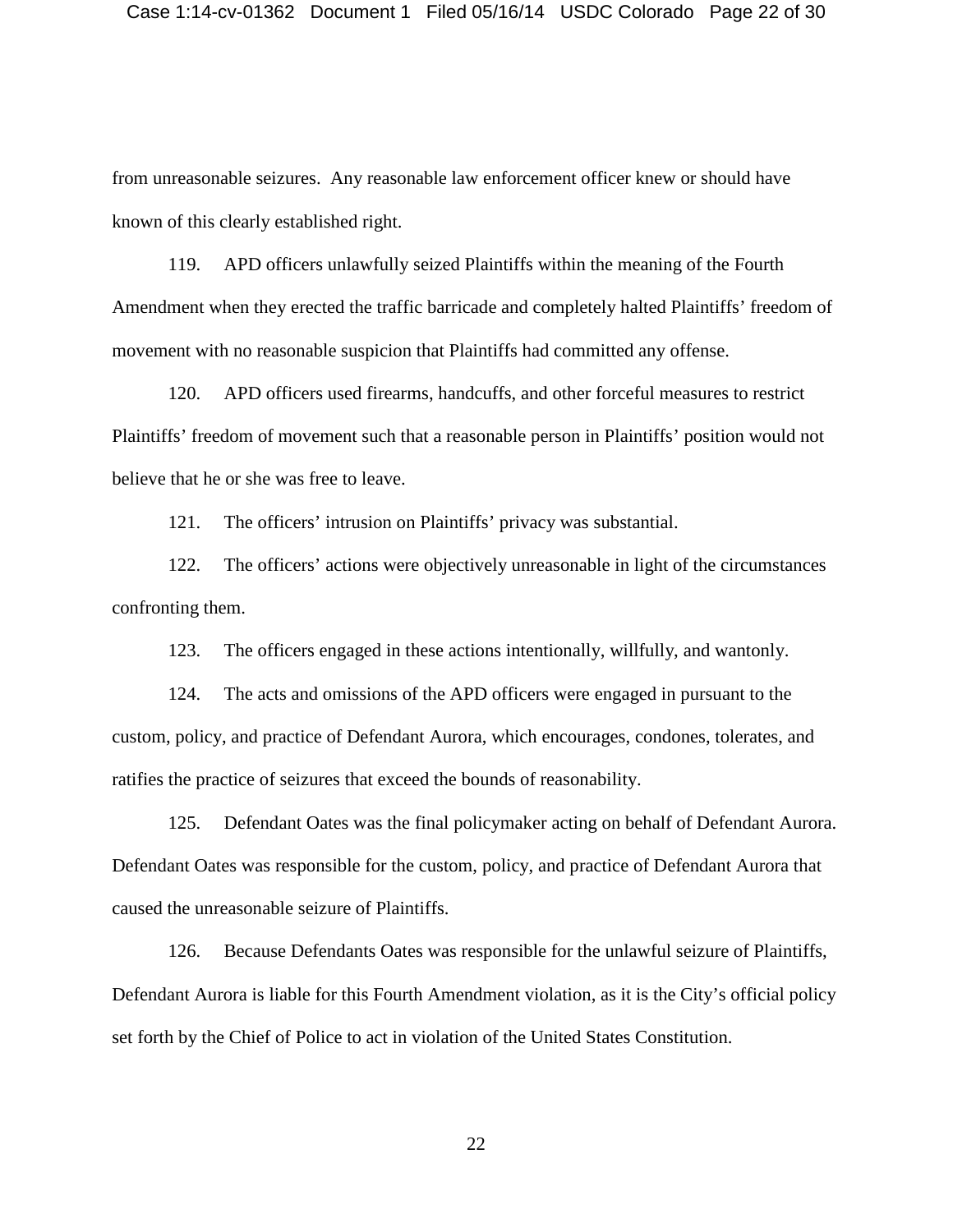from unreasonable seizures. Any reasonable law enforcement officer knew or should have known of this clearly established right.

119. APD officers unlawfully seized Plaintiffs within the meaning of the Fourth Amendment when they erected the traffic barricade and completely halted Plaintiffs' freedom of movement with no reasonable suspicion that Plaintiffs had committed any offense.

120. APD officers used firearms, handcuffs, and other forceful measures to restrict Plaintiffs' freedom of movement such that a reasonable person in Plaintiffs' position would not believe that he or she was free to leave.

121. The officers' intrusion on Plaintiffs' privacy was substantial.

122. The officers' actions were objectively unreasonable in light of the circumstances confronting them.

123. The officers engaged in these actions intentionally, willfully, and wantonly.

124. The acts and omissions of the APD officers were engaged in pursuant to the custom, policy, and practice of Defendant Aurora, which encourages, condones, tolerates, and ratifies the practice of seizures that exceed the bounds of reasonability.

125. Defendant Oates was the final policymaker acting on behalf of Defendant Aurora. Defendant Oates was responsible for the custom, policy, and practice of Defendant Aurora that caused the unreasonable seizure of Plaintiffs.

126. Because Defendants Oates was responsible for the unlawful seizure of Plaintiffs, Defendant Aurora is liable for this Fourth Amendment violation, as it is the City's official policy set forth by the Chief of Police to act in violation of the United States Constitution.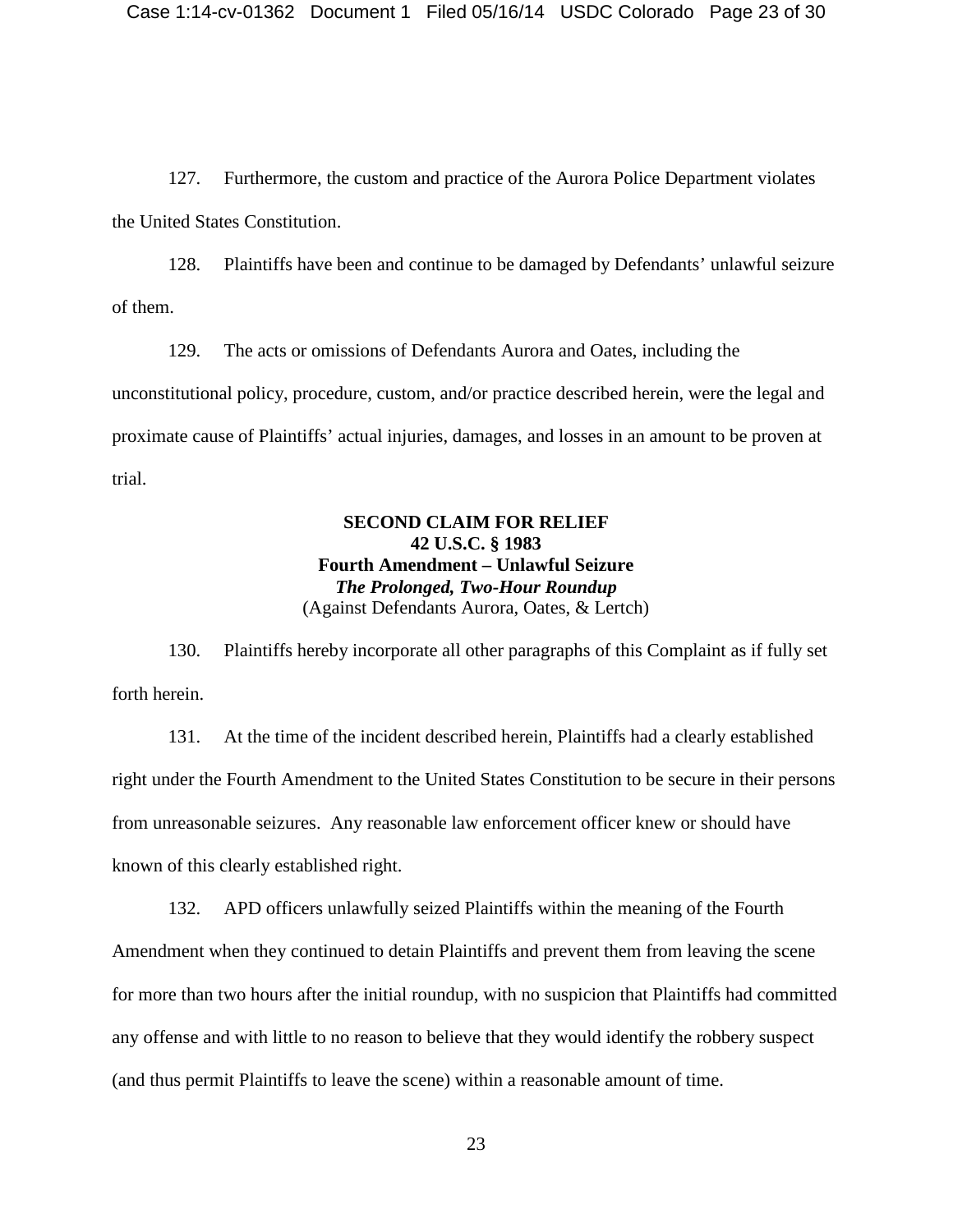127. Furthermore, the custom and practice of the Aurora Police Department violates the United States Constitution.

128. Plaintiffs have been and continue to be damaged by Defendants' unlawful seizure of them.

129. The acts or omissions of Defendants Aurora and Oates, including the unconstitutional policy, procedure, custom, and/or practice described herein, were the legal and proximate cause of Plaintiffs' actual injuries, damages, and losses in an amount to be proven at trial.

**SECOND CLAIM FOR RELIEF**
**42 U.S.C. § 1983**
**Fourth Amendment – Unlawful Seizure**
***The Prolonged, Two-Hour Roundup***
(Against Defendants Aurora, Oates, & Lertch)

130. Plaintiffs hereby incorporate all other paragraphs of this Complaint as if fully set forth herein.

131. At the time of the incident described herein, Plaintiffs had a clearly established right under the Fourth Amendment to the United States Constitution to be secure in their persons from unreasonable seizures. Any reasonable law enforcement officer knew or should have known of this clearly established right.

132. APD officers unlawfully seized Plaintiffs within the meaning of the Fourth Amendment when they continued to detain Plaintiffs and prevent them from leaving the scene for more than two hours after the initial roundup, with no suspicion that Plaintiffs had committed any offense and with little to no reason to believe that they would identify the robbery suspect (and thus permit Plaintiffs to leave the scene) within a reasonable amount of time.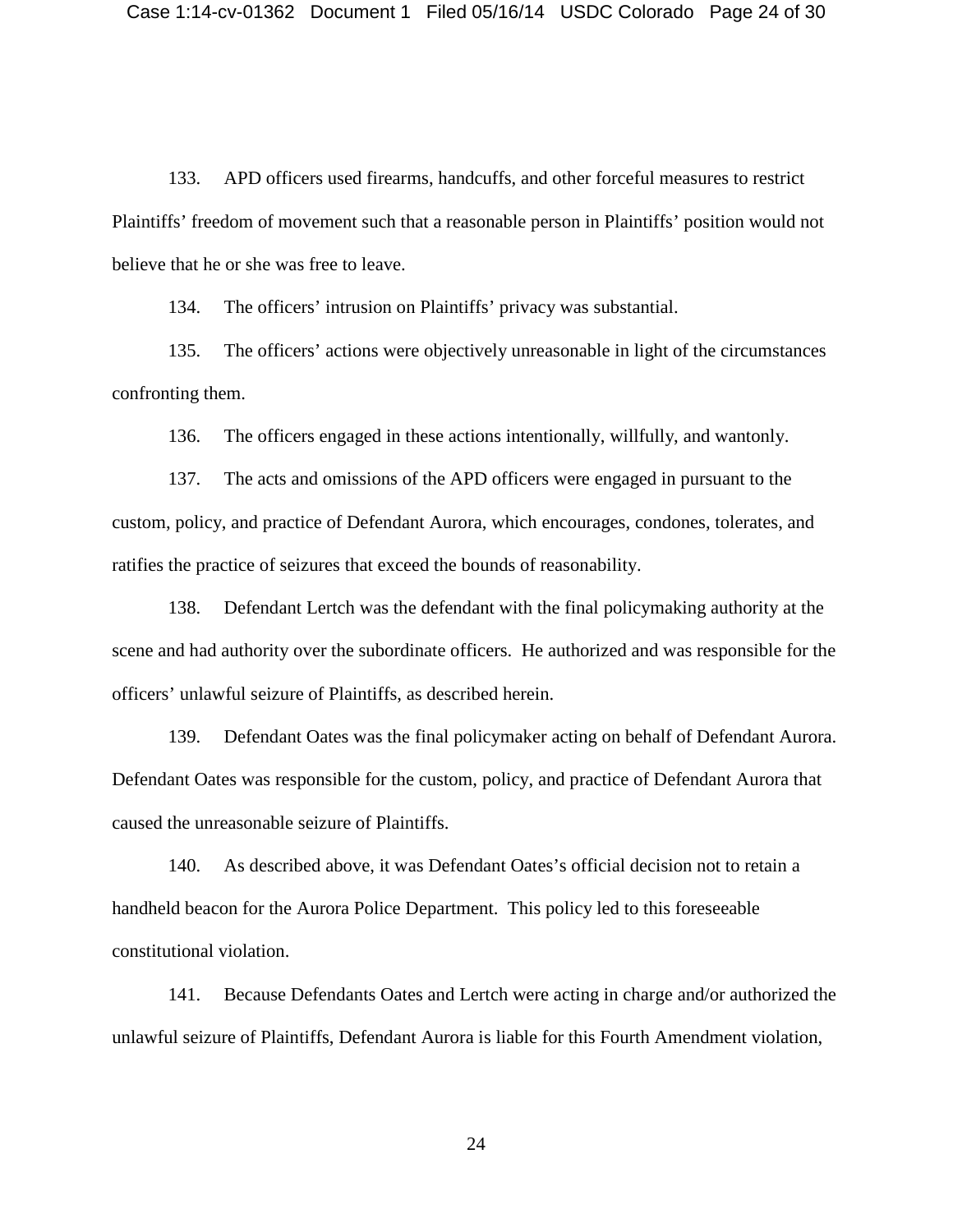133. APD officers used firearms, handcuffs, and other forceful measures to restrict Plaintiffs' freedom of movement such that a reasonable person in Plaintiffs' position would not believe that he or she was free to leave.

134. The officers' intrusion on Plaintiffs' privacy was substantial.

135. The officers' actions were objectively unreasonable in light of the circumstances confronting them.

136. The officers engaged in these actions intentionally, willfully, and wantonly.

137. The acts and omissions of the APD officers were engaged in pursuant to the custom, policy, and practice of Defendant Aurora, which encourages, condones, tolerates, and ratifies the practice of seizures that exceed the bounds of reasonability.

138. Defendant Lertch was the defendant with the final policymaking authority at the scene and had authority over the subordinate officers. He authorized and was responsible for the officers' unlawful seizure of Plaintiffs, as described herein.

139. Defendant Oates was the final policymaker acting on behalf of Defendant Aurora. Defendant Oates was responsible for the custom, policy, and practice of Defendant Aurora that caused the unreasonable seizure of Plaintiffs.

140. As described above, it was Defendant Oates's official decision not to retain a handheld beacon for the Aurora Police Department. This policy led to this foreseeable constitutional violation.

141. Because Defendants Oates and Lertch were acting in charge and/or authorized the unlawful seizure of Plaintiffs, Defendant Aurora is liable for this Fourth Amendment violation,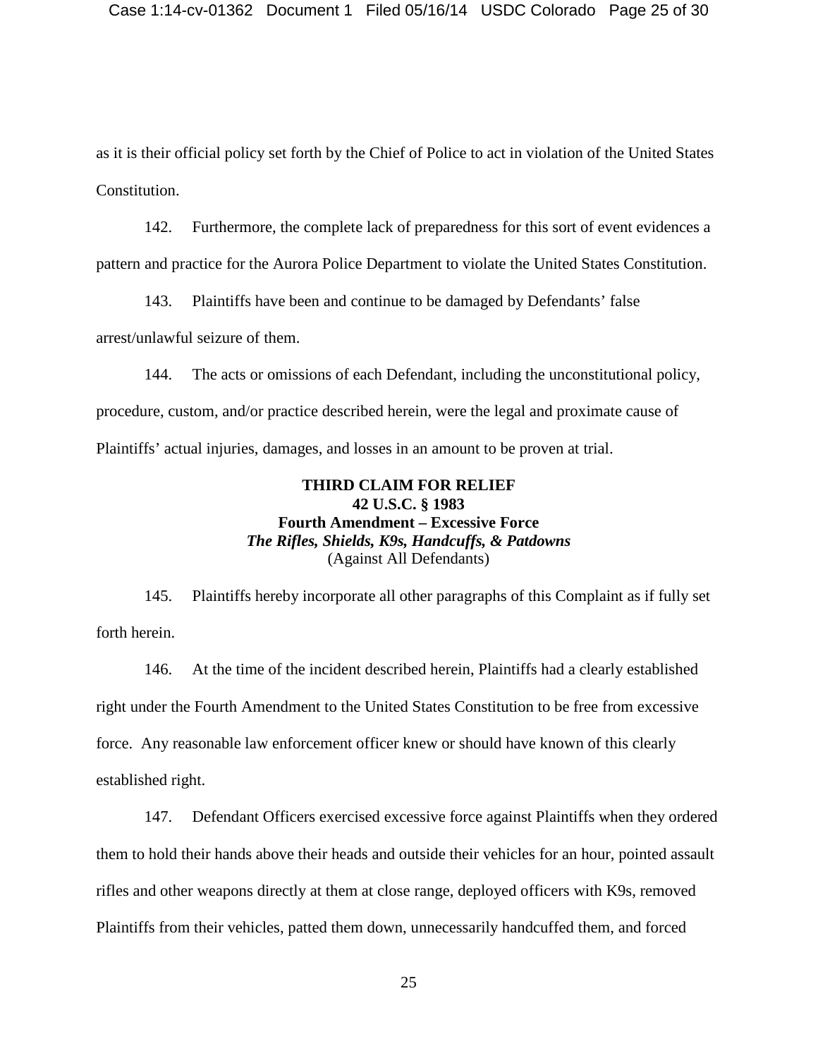as it is their official policy set forth by the Chief of Police to act in violation of the United States Constitution.

142. Furthermore, the complete lack of preparedness for this sort of event evidences a pattern and practice for the Aurora Police Department to violate the United States Constitution.

143. Plaintiffs have been and continue to be damaged by Defendants' false arrest/unlawful seizure of them.

144. The acts or omissions of each Defendant, including the unconstitutional policy, procedure, custom, and/or practice described herein, were the legal and proximate cause of Plaintiffs' actual injuries, damages, and losses in an amount to be proven at trial.

**THIRD CLAIM FOR RELIEF**
**42 U.S.C. § 1983**
**Fourth Amendment – Excessive Force**
***The Rifles, Shields, K9s, Handcuffs, & Patdowns***
(Against All Defendants)

145. Plaintiffs hereby incorporate all other paragraphs of this Complaint as if fully set forth herein.

146. At the time of the incident described herein, Plaintiffs had a clearly established right under the Fourth Amendment to the United States Constitution to be free from excessive force. Any reasonable law enforcement officer knew or should have known of this clearly established right.

147. Defendant Officers exercised excessive force against Plaintiffs when they ordered them to hold their hands above their heads and outside their vehicles for an hour, pointed assault rifles and other weapons directly at them at close range, deployed officers with K9s, removed Plaintiffs from their vehicles, patted them down, unnecessarily handcuffed them, and forced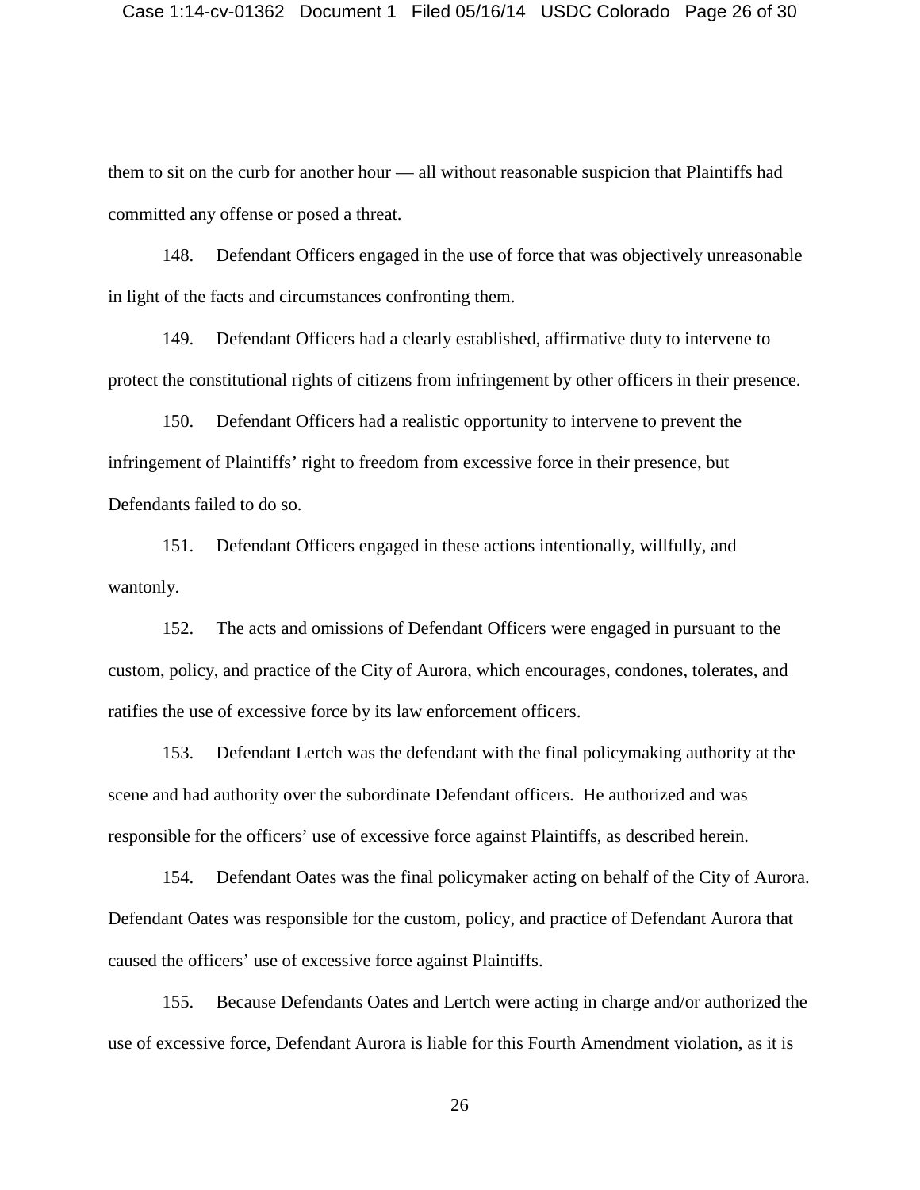them to sit on the curb for another hour — all without reasonable suspicion that Plaintiffs had committed any offense or posed a threat.

148. Defendant Officers engaged in the use of force that was objectively unreasonable in light of the facts and circumstances confronting them.

149. Defendant Officers had a clearly established, affirmative duty to intervene to protect the constitutional rights of citizens from infringement by other officers in their presence.

150. Defendant Officers had a realistic opportunity to intervene to prevent the infringement of Plaintiffs' right to freedom from excessive force in their presence, but Defendants failed to do so.

151. Defendant Officers engaged in these actions intentionally, willfully, and wantonly.

152. The acts and omissions of Defendant Officers were engaged in pursuant to the custom, policy, and practice of the City of Aurora, which encourages, condones, tolerates, and ratifies the use of excessive force by its law enforcement officers.

153. Defendant Lertch was the defendant with the final policymaking authority at the scene and had authority over the subordinate Defendant officers. He authorized and was responsible for the officers' use of excessive force against Plaintiffs, as described herein.

154. Defendant Oates was the final policymaker acting on behalf of the City of Aurora. Defendant Oates was responsible for the custom, policy, and practice of Defendant Aurora that caused the officers' use of excessive force against Plaintiffs.

155. Because Defendants Oates and Lertch were acting in charge and/or authorized the use of excessive force, Defendant Aurora is liable for this Fourth Amendment violation, as it is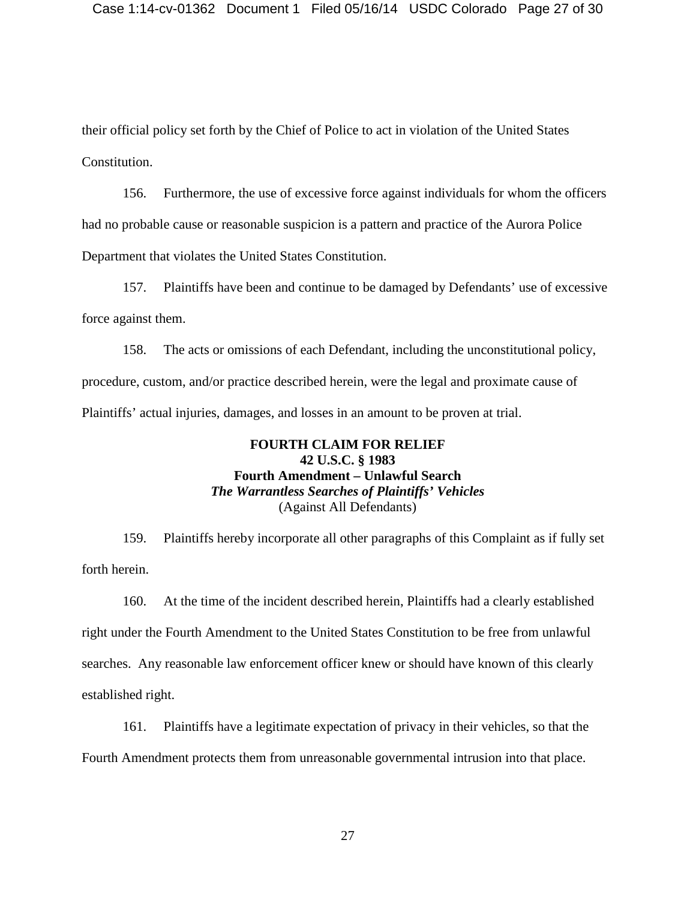their official policy set forth by the Chief of Police to act in violation of the United States Constitution.

156. Furthermore, the use of excessive force against individuals for whom the officers had no probable cause or reasonable suspicion is a pattern and practice of the Aurora Police Department that violates the United States Constitution.

157. Plaintiffs have been and continue to be damaged by Defendants' use of excessive force against them.

158. The acts or omissions of each Defendant, including the unconstitutional policy, procedure, custom, and/or practice described herein, were the legal and proximate cause of Plaintiffs' actual injuries, damages, and losses in an amount to be proven at trial.

**FOURTH CLAIM FOR RELIEF**
**42 U.S.C. § 1983**
**Fourth Amendment – Unlawful Search**
***The Warrantless Searches of Plaintiffs' Vehicles***
(Against All Defendants)

159. Plaintiffs hereby incorporate all other paragraphs of this Complaint as if fully set forth herein.

160. At the time of the incident described herein, Plaintiffs had a clearly established right under the Fourth Amendment to the United States Constitution to be free from unlawful searches. Any reasonable law enforcement officer knew or should have known of this clearly established right.

161. Plaintiffs have a legitimate expectation of privacy in their vehicles, so that the Fourth Amendment protects them from unreasonable governmental intrusion into that place.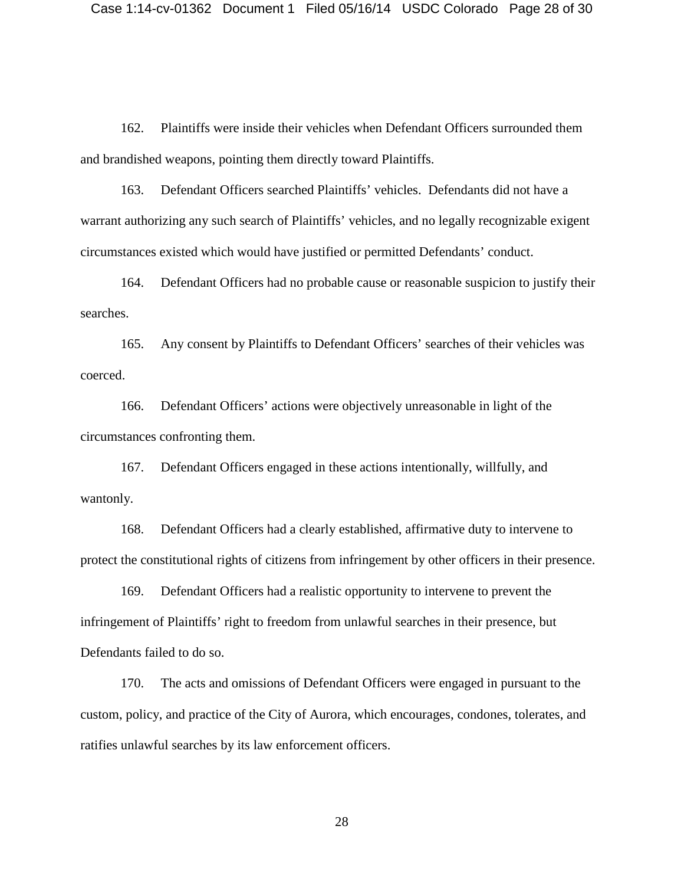162. Plaintiffs were inside their vehicles when Defendant Officers surrounded them and brandished weapons, pointing them directly toward Plaintiffs.

163. Defendant Officers searched Plaintiffs' vehicles. Defendants did not have a warrant authorizing any such search of Plaintiffs' vehicles, and no legally recognizable exigent circumstances existed which would have justified or permitted Defendants' conduct.

164. Defendant Officers had no probable cause or reasonable suspicion to justify their searches.

165. Any consent by Plaintiffs to Defendant Officers' searches of their vehicles was coerced.

166. Defendant Officers' actions were objectively unreasonable in light of the circumstances confronting them.

167. Defendant Officers engaged in these actions intentionally, willfully, and wantonly.

168. Defendant Officers had a clearly established, affirmative duty to intervene to protect the constitutional rights of citizens from infringement by other officers in their presence.

169. Defendant Officers had a realistic opportunity to intervene to prevent the infringement of Plaintiffs' right to freedom from unlawful searches in their presence, but Defendants failed to do so.

170. The acts and omissions of Defendant Officers were engaged in pursuant to the custom, policy, and practice of the City of Aurora, which encourages, condones, tolerates, and ratifies unlawful searches by its law enforcement officers.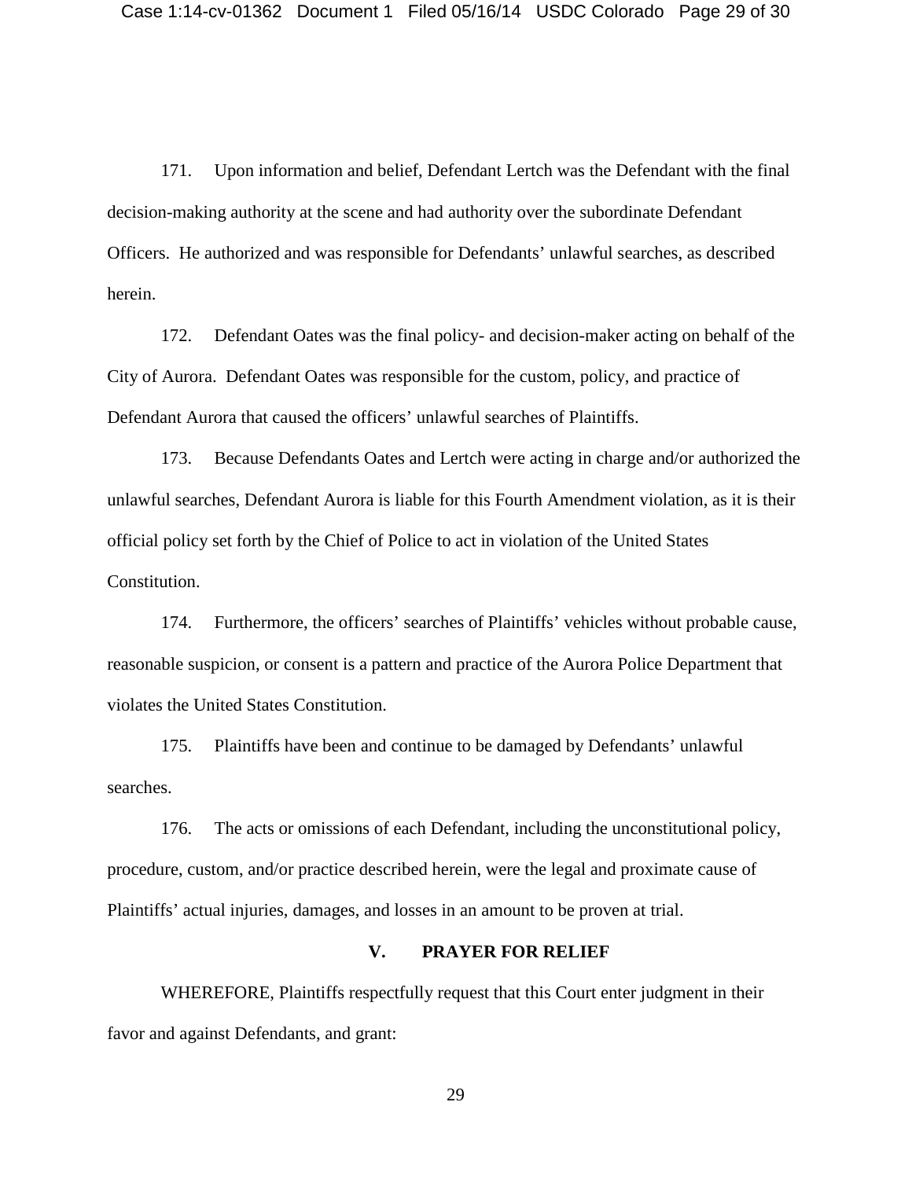171. Upon information and belief, Defendant Lertch was the Defendant with the final decision-making authority at the scene and had authority over the subordinate Defendant Officers. He authorized and was responsible for Defendants' unlawful searches, as described herein.

172. Defendant Oates was the final policy- and decision-maker acting on behalf of the City of Aurora. Defendant Oates was responsible for the custom, policy, and practice of Defendant Aurora that caused the officers' unlawful searches of Plaintiffs.

173. Because Defendants Oates and Lertch were acting in charge and/or authorized the unlawful searches, Defendant Aurora is liable for this Fourth Amendment violation, as it is their official policy set forth by the Chief of Police to act in violation of the United States Constitution.

174. Furthermore, the officers' searches of Plaintiffs' vehicles without probable cause, reasonable suspicion, or consent is a pattern and practice of the Aurora Police Department that violates the United States Constitution.

175. Plaintiffs have been and continue to be damaged by Defendants' unlawful searches.

176. The acts or omissions of each Defendant, including the unconstitutional policy, procedure, custom, and/or practice described herein, were the legal and proximate cause of Plaintiffs' actual injuries, damages, and losses in an amount to be proven at trial.

## V. PRAYER FOR RELIEF

WHEREFORE, Plaintiffs respectfully request that this Court enter judgment in their favor and against Defendants, and grant: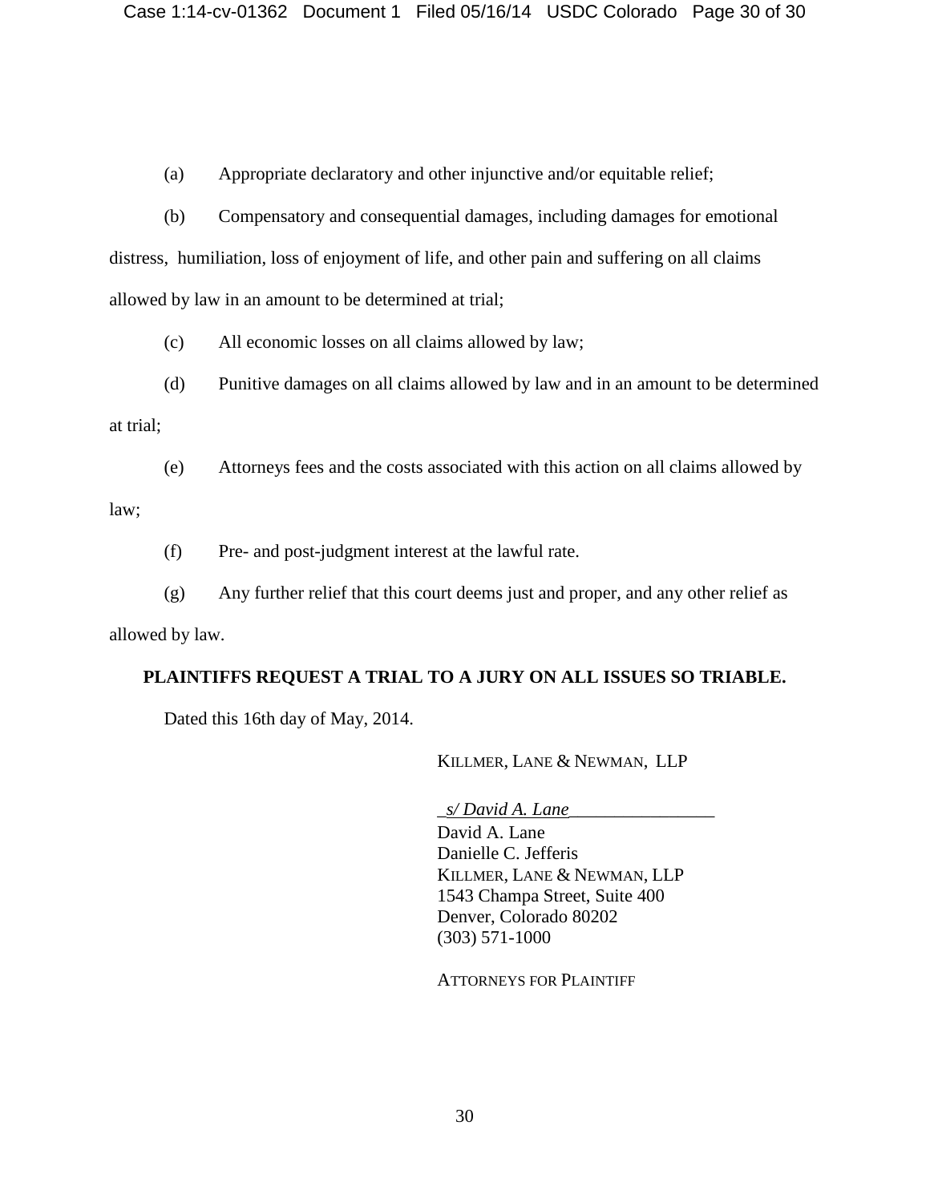(a) Appropriate declaratory and other injunctive and/or equitable relief;

(b) Compensatory and consequential damages, including damages for emotional distress, humiliation, loss of enjoyment of life, and other pain and suffering on all claims allowed by law in an amount to be determined at trial;

(c) All economic losses on all claims allowed by law;

(d) Punitive damages on all claims allowed by law and in an amount to be determined at trial;

(e) Attorneys fees and the costs associated with this action on all claims allowed by law;

(f) Pre- and post-judgment interest at the lawful rate.

(g) Any further relief that this court deems just and proper, and any other relief as allowed by law.

**PLAINTIFFS REQUEST A TRIAL TO A JURY ON ALL ISSUES SO TRIABLE.**

Dated this 16th day of May, 2014.

KILLMER, LANE & NEWMAN, LLP

*s/ David A. Lane*  
David A. Lane  
Danielle C. Jefferis  
KILLMER, LANE & NEWMAN, LLP  
1543 Champa Street, Suite 400  
Denver, Colorado 80202  
(303) 571-1000

ATTORNEYS FOR PLAINTIFF